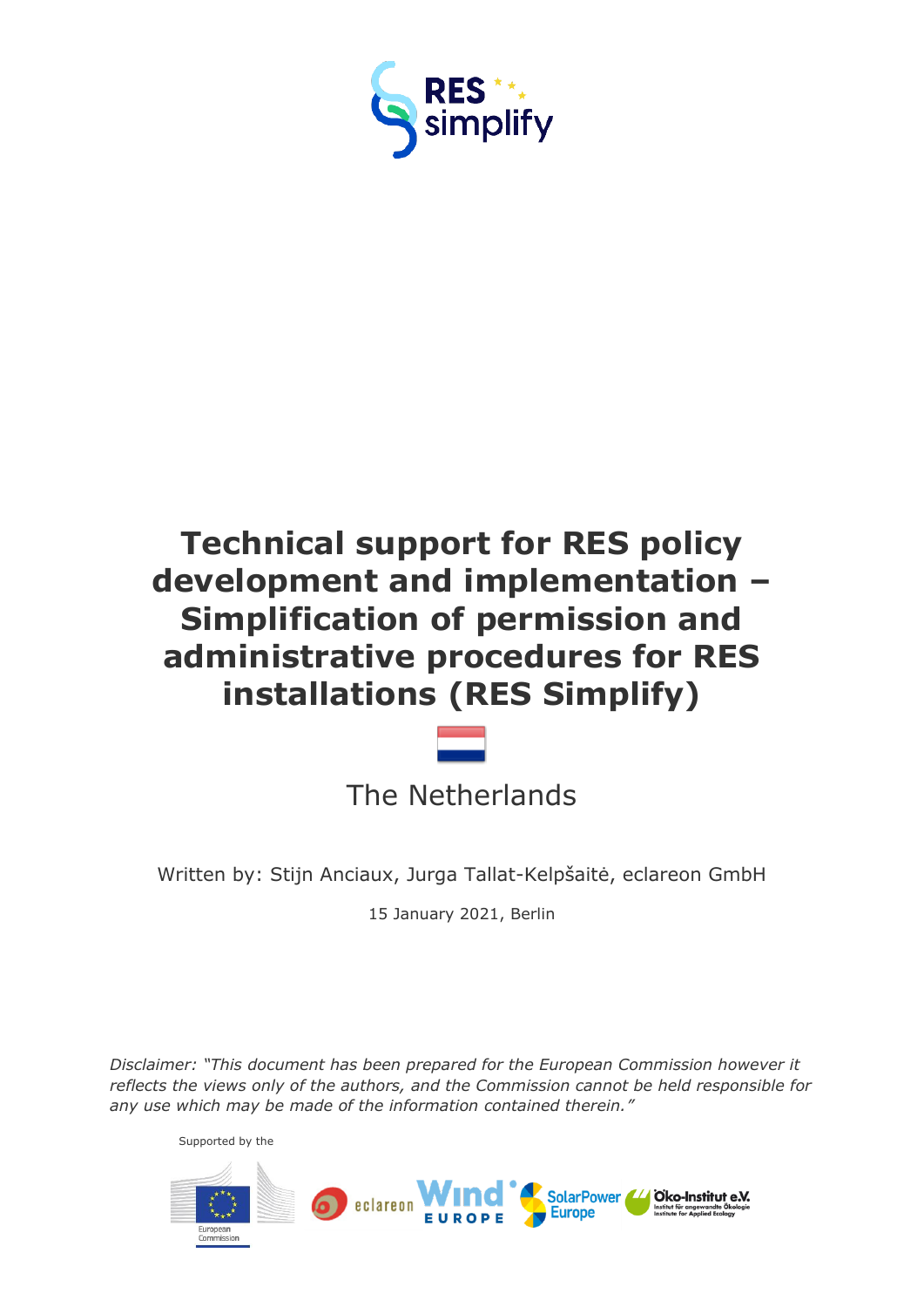# Technical support for RES policy development and implementation – Simplification of permission and administrative procedures for RES installations (RES Simplify)

The Netherlands

Written by: Stijn Anciaux, Jurga Tallat-Kelpšaitė, eclareon GmbH

15 January 2021, Berlin

*Disclaimer: "This document has been prepared for the European Commission however it reflects the views only of the authors, and the Commission cannot be held responsible for any use which may be made of the information contained therein."*

Supported by the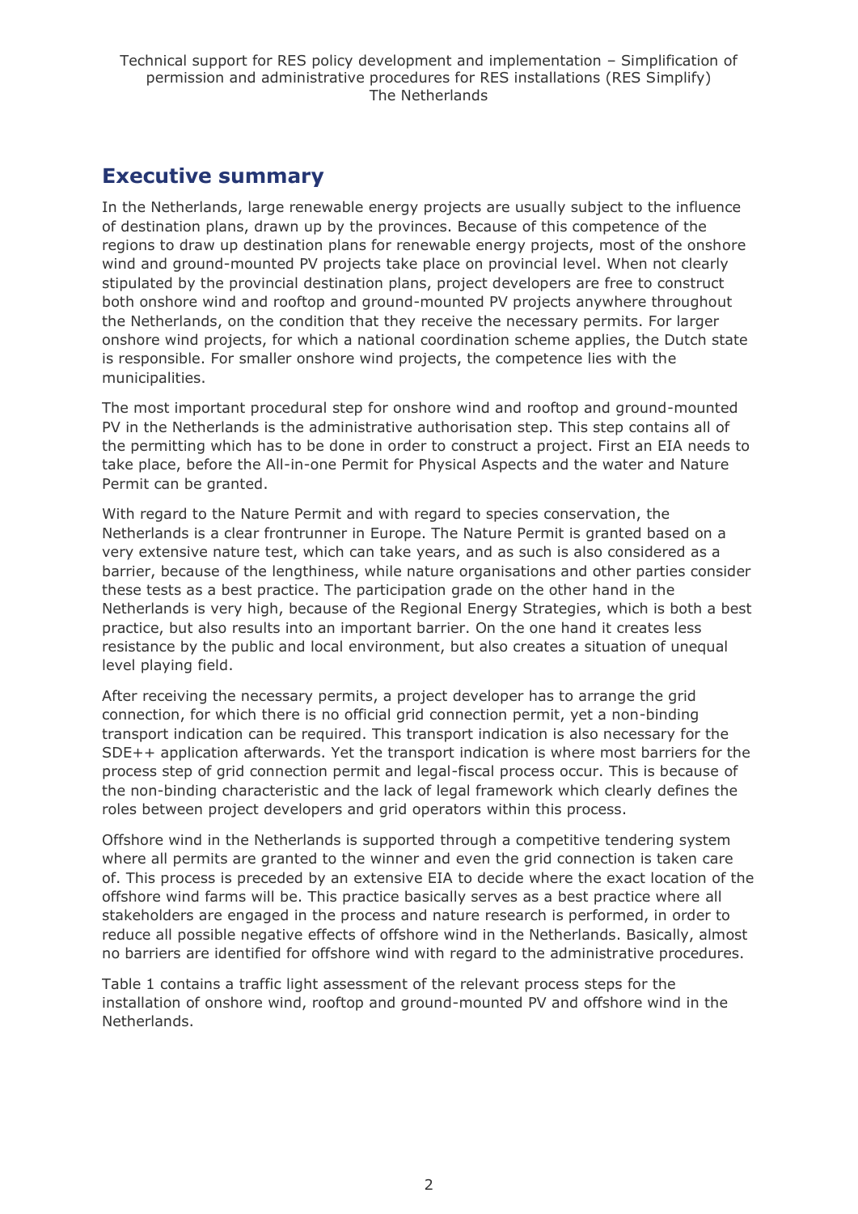## Executive summary

In the Netherlands, large renewable energy projects are usually subject to the influence of destination plans, drawn up by the provinces. Because of this competence of the regions to draw up destination plans for renewable energy projects, most of the onshore wind and ground-mounted PV projects take place on provincial level. When not clearly stipulated by the provincial destination plans, project developers are free to construct both onshore wind and rooftop and ground-mounted PV projects anywhere throughout the Netherlands, on the condition that they receive the necessary permits. For larger onshore wind projects, for which a national coordination scheme applies, the Dutch state is responsible. For smaller onshore wind projects, the competence lies with the municipalities.

The most important procedural step for onshore wind and rooftop and ground-mounted PV in the Netherlands is the administrative authorisation step. This step contains all of the permitting which has to be done in order to construct a project. First an EIA needs to take place, before the All-in-one Permit for Physical Aspects and the water and Nature Permit can be granted.

With regard to the Nature Permit and with regard to species conservation, the Netherlands is a clear frontrunner in Europe. The Nature Permit is granted based on a very extensive nature test, which can take years, and as such is also considered as a barrier, because of the lengthiness, while nature organisations and other parties consider these tests as a best practice. The participation grade on the other hand in the Netherlands is very high, because of the Regional Energy Strategies, which is both a best practice, but also results into an important barrier. On the one hand it creates less resistance by the public and local environment, but also creates a situation of unequal level playing field.

After receiving the necessary permits, a project developer has to arrange the grid connection, for which there is no official grid connection permit, yet a non-binding transport indication can be required. This transport indication is also necessary for the SDE++ application afterwards. Yet the transport indication is where most barriers for the process step of grid connection permit and legal-fiscal process occur. This is because of the non-binding characteristic and the lack of legal framework which clearly defines the roles between project developers and grid operators within this process.

Offshore wind in the Netherlands is supported through a competitive tendering system where all permits are granted to the winner and even the grid connection is taken care of. This process is preceded by an extensive EIA to decide where the exact location of the offshore wind farms will be. This practice basically serves as a best practice where all stakeholders are engaged in the process and nature research is performed, in order to reduce all possible negative effects of offshore wind in the Netherlands. Basically, almost no barriers are identified for offshore wind with regard to the administrative procedures.

Table 1 contains a traffic light assessment of the relevant process steps for the installation of onshore wind, rooftop and ground-mounted PV and offshore wind in the Netherlands.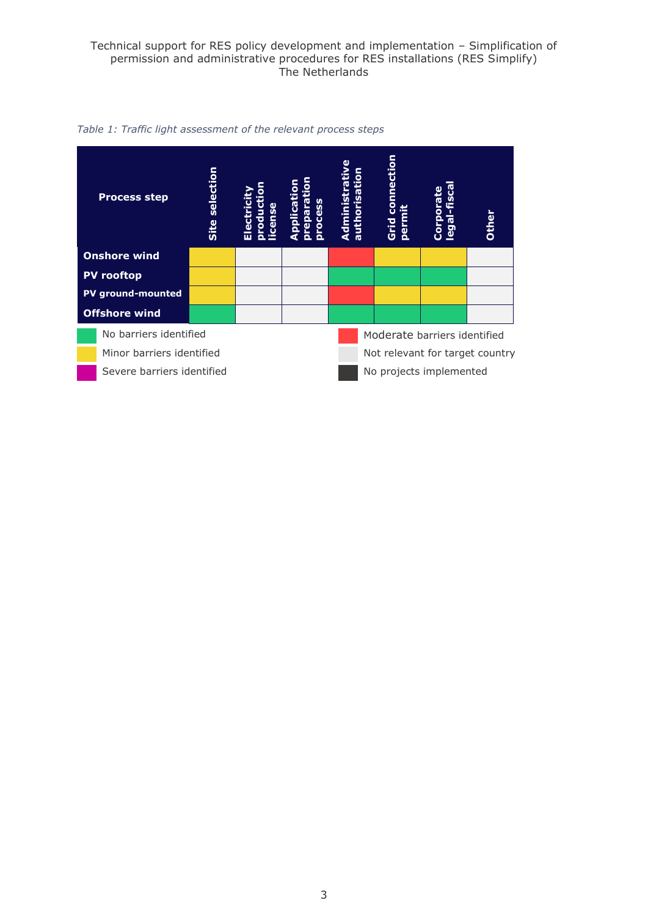*Table 1: Traffic light assessment of the relevant process steps*

| Process step | Site selection | Electricity production license | Application preparation process | Administrative authorisation | Grid connection permit | Corporate legal-fiscal | Other |
|---|---|---|---|---|---|---|---|
| **Onshore wind** | Minor barriers identified | Not relevant for target country | Not relevant for target country | Moderate barriers identified | Minor barriers identified | Minor barriers identified | Not relevant for target country |
| **PV rooftop** | Minor barriers identified | Not relevant for target country | Not relevant for target country | No barriers identified | No barriers identified | No barriers identified | Not relevant for target country |
| **PV ground-mounted** | Minor barriers identified | Not relevant for target country | Not relevant for target country | Moderate barriers identified | Minor barriers identified | Minor barriers identified | Not relevant for target country |
| **Offshore wind** | No barriers identified | Not relevant for target country | Not relevant for target country | No barriers identified | No barriers identified | No barriers identified | Not relevant for target country |

Legend:
- Green: No barriers identified
- Yellow: Minor barriers identified
- Magenta: Severe barriers identified
- Red: Moderate barriers identified
- Light grey: Not relevant for target country
- Dark grey: No projects implemented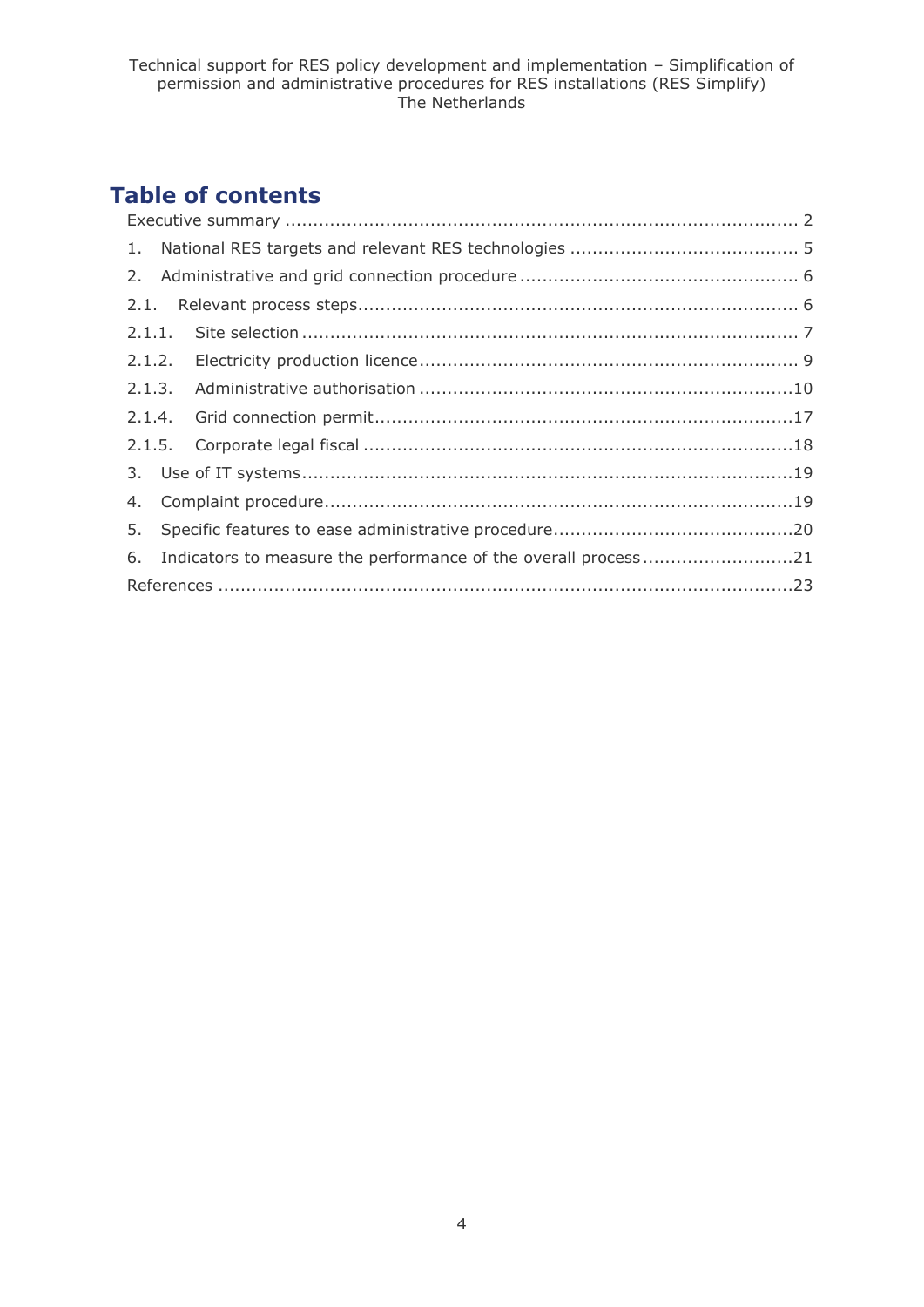# Table of contents

Executive summary ........................................................................................... 2

1. National RES targets and relevant RES technologies ........................................ 5

2. Administrative and grid connection procedure ................................................. 6

2.1. Relevant process steps.............................................................................. 6

2.1.1. Site selection ........................................................................................ 7

2.1.2. Electricity production licence ................................................................... 9

2.1.3. Administrative authorisation ...................................................................10

2.1.4. Grid connection permit ...........................................................................17

2.1.5. Corporate legal fiscal .............................................................................18

3. Use of IT systems ........................................................................................19

4. Complaint procedure ....................................................................................19

5. Specific features to ease administrative procedure ...........................................20

6. Indicators to measure the performance of the overall process ...........................21

References .......................................................................................................23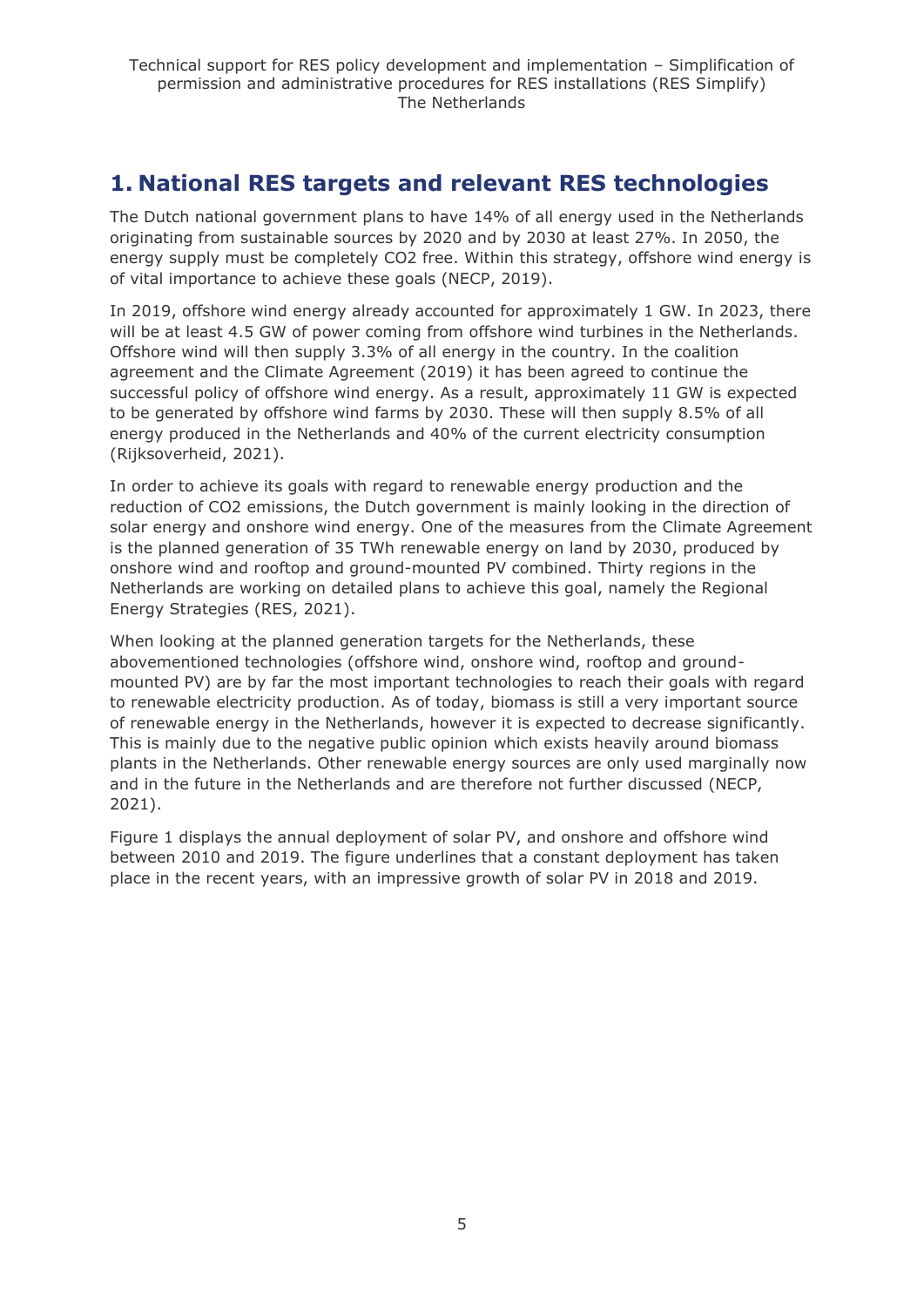# 1. National RES targets and relevant RES technologies

The Dutch national government plans to have 14% of all energy used in the Netherlands originating from sustainable sources by 2020 and by 2030 at least 27%. In 2050, the energy supply must be completely $CO_2$ free. Within this strategy, offshore wind energy is of vital importance to achieve these goals (NECP, 2019).

In 2019, offshore wind energy already accounted for approximately 1 GW. In 2023, there will be at least 4.5 GW of power coming from offshore wind turbines in the Netherlands. Offshore wind will then supply 3.3% of all energy in the country. In the coalition agreement and the Climate Agreement (2019) it has been agreed to continue the successful policy of offshore wind energy. As a result, approximately 11 GW is expected to be generated by offshore wind farms by 2030. These will then supply 8.5% of all energy produced in the Netherlands and 40% of the current electricity consumption (Rijksoverheid, 2021).

In order to achieve its goals with regard to renewable energy production and the reduction of $CO_2$ emissions, the Dutch government is mainly looking in the direction of solar energy and onshore wind energy. One of the measures from the Climate Agreement is the planned generation of 35 TWh renewable energy on land by 2030, produced by onshore wind and rooftop and ground-mounted PV combined. Thirty regions in the Netherlands are working on detailed plans to achieve this goal, namely the Regional Energy Strategies (RES, 2021).

When looking at the planned generation targets for the Netherlands, these abovementioned technologies (offshore wind, onshore wind, rooftop and ground-mounted PV) are by far the most important technologies to reach their goals with regard to renewable electricity production. As of today, biomass is still a very important source of renewable energy in the Netherlands, however it is expected to decrease significantly. This is mainly due to the negative public opinion which exists heavily around biomass plants in the Netherlands. Other renewable energy sources are only used marginally now and in the future in the Netherlands and are therefore not further discussed (NECP, 2021).

Figure 1 displays the annual deployment of solar PV, and onshore and offshore wind between 2010 and 2019. The figure underlines that a constant deployment has taken place in the recent years, with an impressive growth of solar PV in 2018 and 2019.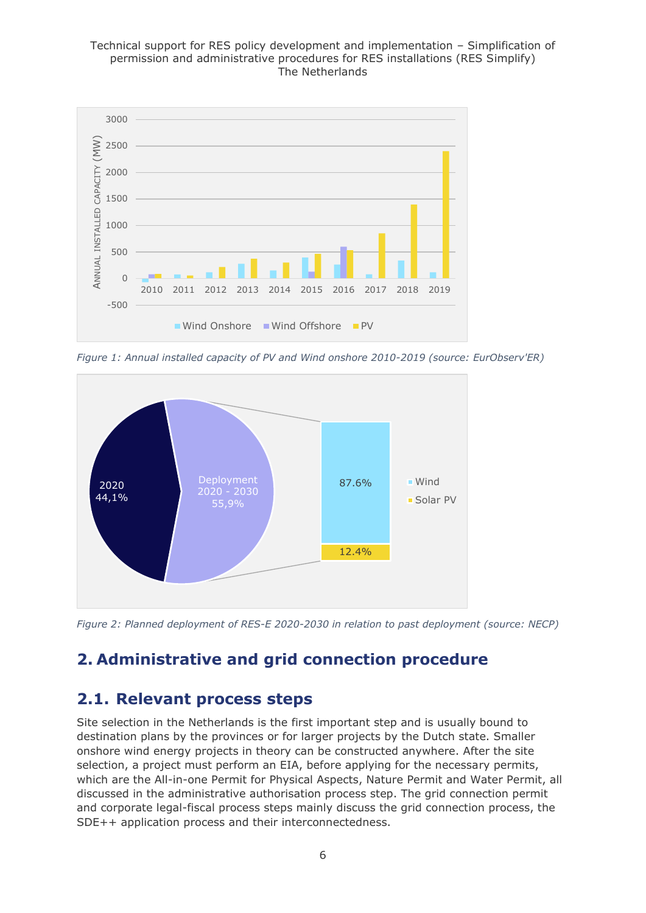*Figure 1: Annual installed capacity of PV and Wind onshore 2010-2019 (source: EurObserv'ER)*

*Figure 2: Planned deployment of RES-E 2020-2030 in relation to past deployment (source: NECP)*

## 2. Administrative and grid connection procedure

### 2.1. Relevant process steps

Site selection in the Netherlands is the first important step and is usually bound to destination plans by the provinces or for larger projects by the Dutch state. Smaller onshore wind energy projects in theory can be constructed anywhere. After the site selection, a project must perform an EIA, before applying for the necessary permits, which are the All-in-one Permit for Physical Aspects, Nature Permit and Water Permit, all discussed in the administrative authorisation process step. The grid connection permit and corporate legal-fiscal process steps mainly discuss the grid connection process, the SDE++ application process and their interconnectedness.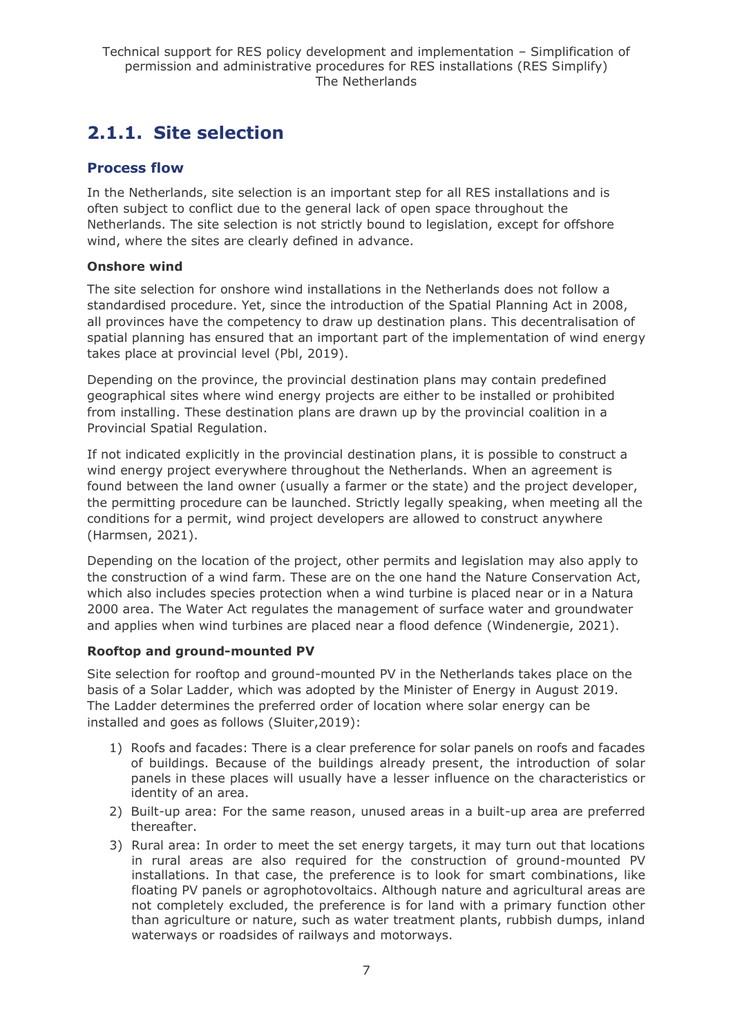## 2.1.1. Site selection

### Process flow

In the Netherlands, site selection is an important step for all RES installations and is often subject to conflict due to the general lack of open space throughout the Netherlands. The site selection is not strictly bound to legislation, except for offshore wind, where the sites are clearly defined in advance.

**Onshore wind**

The site selection for onshore wind installations in the Netherlands does not follow a standardised procedure. Yet, since the introduction of the Spatial Planning Act in 2008, all provinces have the competency to draw up destination plans. This decentralisation of spatial planning has ensured that an important part of the implementation of wind energy takes place at provincial level (Pbl, 2019).

Depending on the province, the provincial destination plans may contain predefined geographical sites where wind energy projects are either to be installed or prohibited from installing. These destination plans are drawn up by the provincial coalition in a Provincial Spatial Regulation.

If not indicated explicitly in the provincial destination plans, it is possible to construct a wind energy project everywhere throughout the Netherlands. When an agreement is found between the land owner (usually a farmer or the state) and the project developer, the permitting procedure can be launched. Strictly legally speaking, when meeting all the conditions for a permit, wind project developers are allowed to construct anywhere (Harmsen, 2021).

Depending on the location of the project, other permits and legislation may also apply to the construction of a wind farm. These are on the one hand the Nature Conservation Act, which also includes species protection when a wind turbine is placed near or in a Natura 2000 area. The Water Act regulates the management of surface water and groundwater and applies when wind turbines are placed near a flood defence (Windenergie, 2021).

**Rooftop and ground-mounted PV**

Site selection for rooftop and ground-mounted PV in the Netherlands takes place on the basis of a Solar Ladder, which was adopted by the Minister of Energy in August 2019. The Ladder determines the preferred order of location where solar energy can be installed and goes as follows (Sluiter,2019):

1) Roofs and facades: There is a clear preference for solar panels on roofs and facades of buildings. Because of the buildings already present, the introduction of solar panels in these places will usually have a lesser influence on the characteristics or identity of an area.
2) Built-up area: For the same reason, unused areas in a built-up area are preferred thereafter.
3) Rural area: In order to meet the set energy targets, it may turn out that locations in rural areas are also required for the construction of ground-mounted PV installations. In that case, the preference is to look for smart combinations, like floating PV panels or agrophotovoltaics. Although nature and agricultural areas are not completely excluded, the preference is for land with a primary function other than agriculture or nature, such as water treatment plants, rubbish dumps, inland waterways or roadsides of railways and motorways.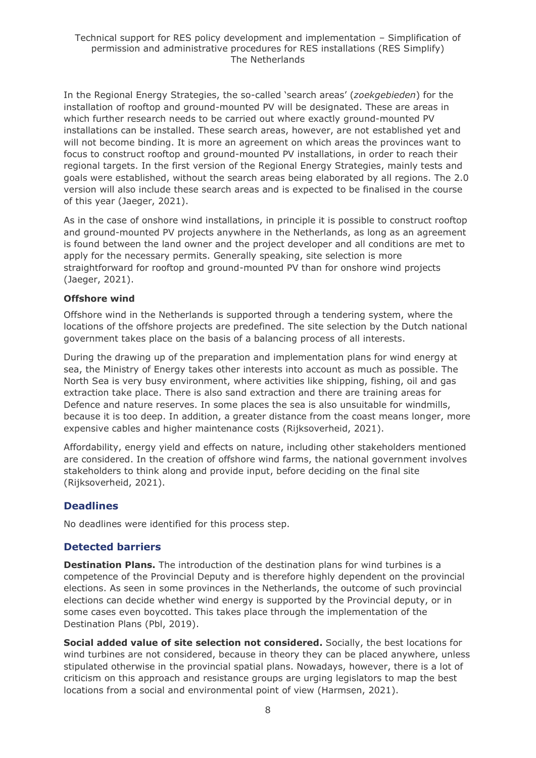In the Regional Energy Strategies, the so-called 'search areas' (*zoekgebieden*) for the installation of rooftop and ground-mounted PV will be designated. These are areas in which further research needs to be carried out where exactly ground-mounted PV installations can be installed. These search areas, however, are not established yet and will not become binding. It is more an agreement on which areas the provinces want to focus to construct rooftop and ground-mounted PV installations, in order to reach their regional targets. In the first version of the Regional Energy Strategies, mainly tests and goals were established, without the search areas being elaborated by all regions. The 2.0 version will also include these search areas and is expected to be finalised in the course of this year (Jaeger, 2021).

As in the case of onshore wind installations, in principle it is possible to construct rooftop and ground-mounted PV projects anywhere in the Netherlands, as long as an agreement is found between the land owner and the project developer and all conditions are met to apply for the necessary permits. Generally speaking, site selection is more straightforward for rooftop and ground-mounted PV than for onshore wind projects (Jaeger, 2021).

**Offshore wind**

Offshore wind in the Netherlands is supported through a tendering system, where the locations of the offshore projects are predefined. The site selection by the Dutch national government takes place on the basis of a balancing process of all interests.

During the drawing up of the preparation and implementation plans for wind energy at sea, the Ministry of Energy takes other interests into account as much as possible. The North Sea is very busy environment, where activities like shipping, fishing, oil and gas extraction take place. There is also sand extraction and there are training areas for Defence and nature reserves. In some places the sea is also unsuitable for windmills, because it is too deep. In addition, a greater distance from the coast means longer, more expensive cables and higher maintenance costs (Rijksoverheid, 2021).

Affordability, energy yield and effects on nature, including other stakeholders mentioned are considered. In the creation of offshore wind farms, the national government involves stakeholders to think along and provide input, before deciding on the final site (Rijksoverheid, 2021).

## Deadlines

No deadlines were identified for this process step.

## Detected barriers

**Destination Plans.** The introduction of the destination plans for wind turbines is a competence of the Provincial Deputy and is therefore highly dependent on the provincial elections. As seen in some provinces in the Netherlands, the outcome of such provincial elections can decide whether wind energy is supported by the Provincial deputy, or in some cases even boycotted. This takes place through the implementation of the Destination Plans (Pbl, 2019).

**Social added value of site selection not considered.** Socially, the best locations for wind turbines are not considered, because in theory they can be placed anywhere, unless stipulated otherwise in the provincial spatial plans. Nowadays, however, there is a lot of criticism on this approach and resistance groups are urging legislators to map the best locations from a social and environmental point of view (Harmsen, 2021).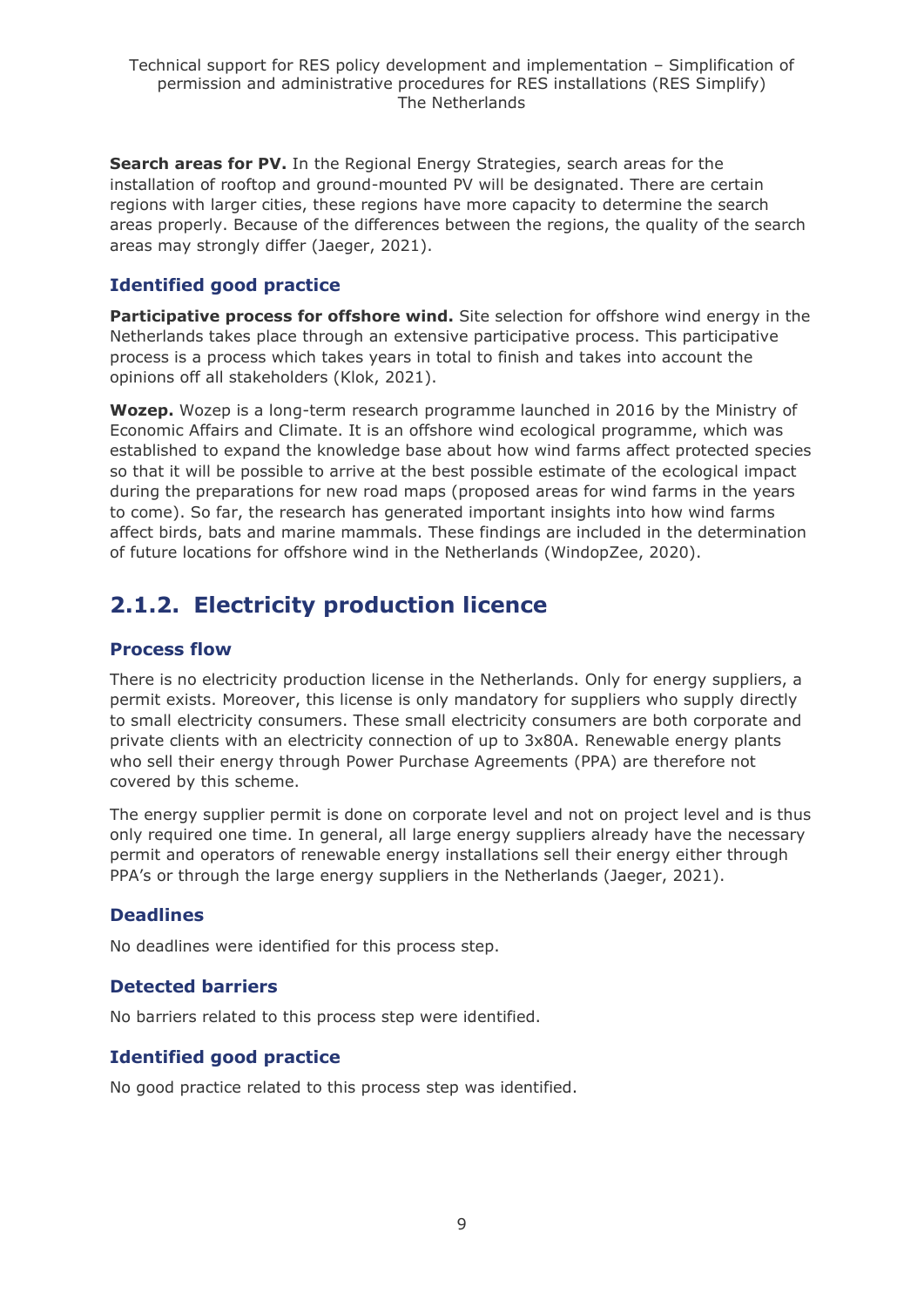**Search areas for PV.** In the Regional Energy Strategies, search areas for the installation of rooftop and ground-mounted PV will be designated. There are certain regions with larger cities, these regions have more capacity to determine the search areas properly. Because of the differences between the regions, the quality of the search areas may strongly differ (Jaeger, 2021).

### Identified good practice

**Participative process for offshore wind.** Site selection for offshore wind energy in the Netherlands takes place through an extensive participative process. This participative process is a process which takes years in total to finish and takes into account the opinions off all stakeholders (Klok, 2021).

**Wozep.** Wozep is a long-term research programme launched in 2016 by the Ministry of Economic Affairs and Climate. It is an offshore wind ecological programme, which was established to expand the knowledge base about how wind farms affect protected species so that it will be possible to arrive at the best possible estimate of the ecological impact during the preparations for new road maps (proposed areas for wind farms in the years to come). So far, the research has generated important insights into how wind farms affect birds, bats and marine mammals. These findings are included in the determination of future locations for offshore wind in the Netherlands (WindopZee, 2020).

## 2.1.2. Electricity production licence

### Process flow

There is no electricity production license in the Netherlands. Only for energy suppliers, a permit exists. Moreover, this license is only mandatory for suppliers who supply directly to small electricity consumers. These small electricity consumers are both corporate and private clients with an electricity connection of up to 3x80A. Renewable energy plants who sell their energy through Power Purchase Agreements (PPA) are therefore not covered by this scheme.

The energy supplier permit is done on corporate level and not on project level and is thus only required one time. In general, all large energy suppliers already have the necessary permit and operators of renewable energy installations sell their energy either through PPA's or through the large energy suppliers in the Netherlands (Jaeger, 2021).

### Deadlines

No deadlines were identified for this process step.

### Detected barriers

No barriers related to this process step were identified.

### Identified good practice

No good practice related to this process step was identified.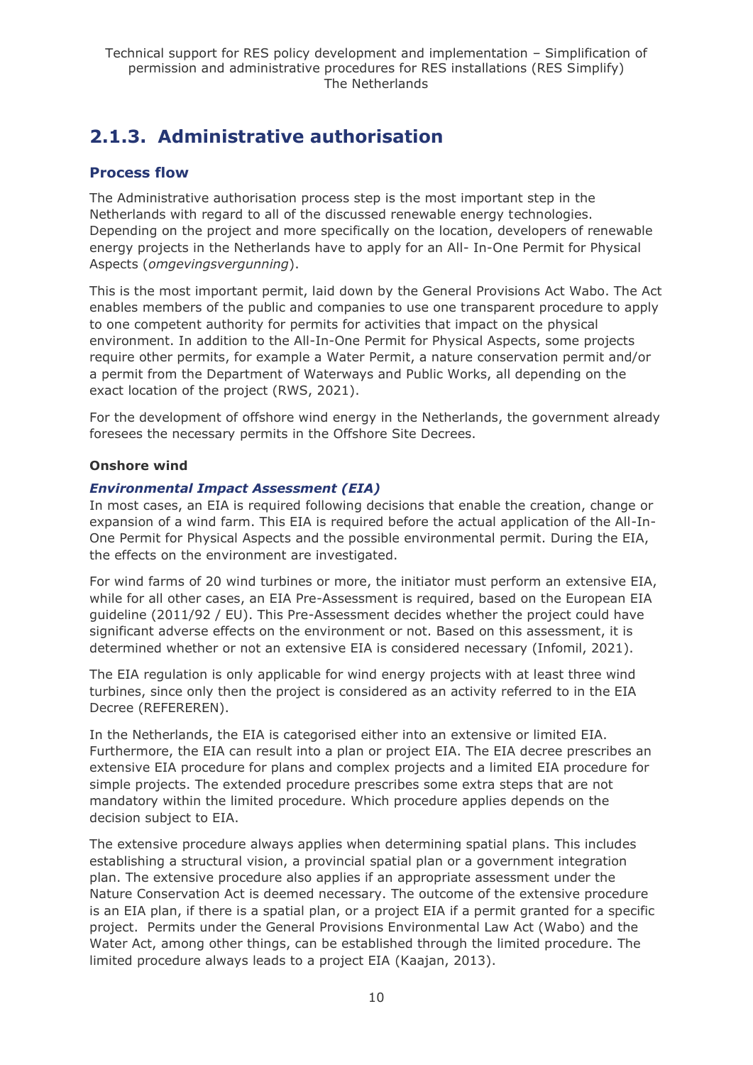## 2.1.3. Administrative authorisation

### Process flow

The Administrative authorisation process step is the most important step in the Netherlands with regard to all of the discussed renewable energy technologies. Depending on the project and more specifically on the location, developers of renewable energy projects in the Netherlands have to apply for an All- In-One Permit for Physical Aspects (*omgevingsvergunning*).

This is the most important permit, laid down by the General Provisions Act Wabo. The Act enables members of the public and companies to use one transparent procedure to apply to one competent authority for permits for activities that impact on the physical environment. In addition to the All-In-One Permit for Physical Aspects, some projects require other permits, for example a Water Permit, a nature conservation permit and/or a permit from the Department of Waterways and Public Works, all depending on the exact location of the project (RWS, 2021).

For the development of offshore wind energy in the Netherlands, the government already foresees the necessary permits in the Offshore Site Decrees.

**Onshore wind**

***Environmental Impact Assessment (EIA)***

In most cases, an EIA is required following decisions that enable the creation, change or expansion of a wind farm. This EIA is required before the actual application of the All-In-One Permit for Physical Aspects and the possible environmental permit. During the EIA, the effects on the environment are investigated.

For wind farms of 20 wind turbines or more, the initiator must perform an extensive EIA, while for all other cases, an EIA Pre-Assessment is required, based on the European EIA guideline (2011/92 / EU). This Pre-Assessment decides whether the project could have significant adverse effects on the environment or not. Based on this assessment, it is determined whether or not an extensive EIA is considered necessary (Infomil, 2021).

The EIA regulation is only applicable for wind energy projects with at least three wind turbines, since only then the project is considered as an activity referred to in the EIA Decree (REFEREREN).

In the Netherlands, the EIA is categorised either into an extensive or limited EIA. Furthermore, the EIA can result into a plan or project EIA. The EIA decree prescribes an extensive EIA procedure for plans and complex projects and a limited EIA procedure for simple projects. The extended procedure prescribes some extra steps that are not mandatory within the limited procedure. Which procedure applies depends on the decision subject to EIA.

The extensive procedure always applies when determining spatial plans. This includes establishing a structural vision, a provincial spatial plan or a government integration plan. The extensive procedure also applies if an appropriate assessment under the Nature Conservation Act is deemed necessary. The outcome of the extensive procedure is an EIA plan, if there is a spatial plan, or a project EIA if a permit granted for a specific project. Permits under the General Provisions Environmental Law Act (Wabo) and the Water Act, among other things, can be established through the limited procedure. The limited procedure always leads to a project EIA (Kaajan, 2013).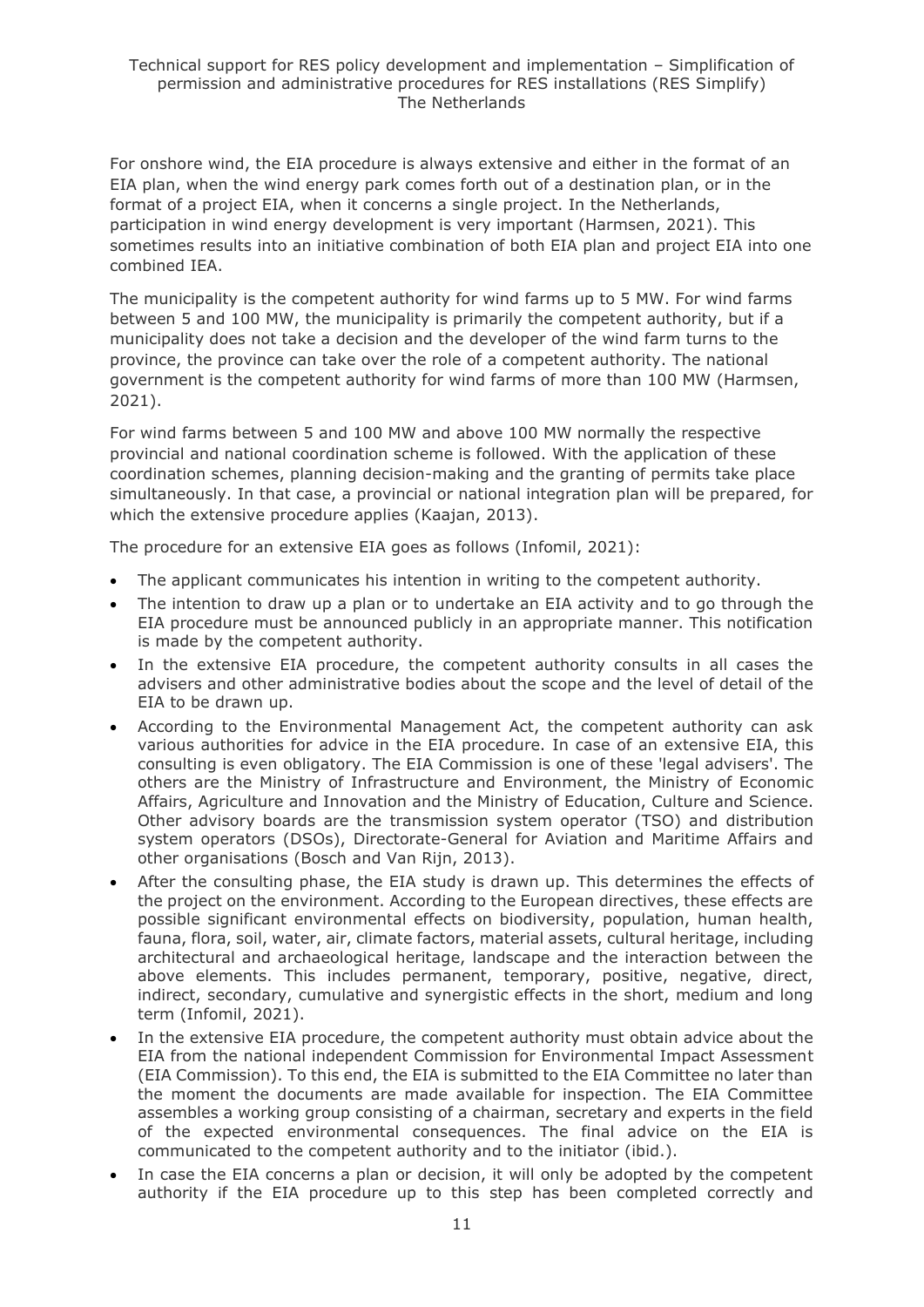For onshore wind, the EIA procedure is always extensive and either in the format of an EIA plan, when the wind energy park comes forth out of a destination plan, or in the format of a project EIA, when it concerns a single project. In the Netherlands, participation in wind energy development is very important (Harmsen, 2021). This sometimes results into an initiative combination of both EIA plan and project EIA into one combined IEA.

The municipality is the competent authority for wind farms up to 5 MW. For wind farms between 5 and 100 MW, the municipality is primarily the competent authority, but if a municipality does not take a decision and the developer of the wind farm turns to the province, the province can take over the role of a competent authority. The national government is the competent authority for wind farms of more than 100 MW (Harmsen, 2021).

For wind farms between 5 and 100 MW and above 100 MW normally the respective provincial and national coordination scheme is followed. With the application of these coordination schemes, planning decision-making and the granting of permits take place simultaneously. In that case, a provincial or national integration plan will be prepared, for which the extensive procedure applies (Kaajan, 2013).

The procedure for an extensive EIA goes as follows (Infomil, 2021):

- The applicant communicates his intention in writing to the competent authority.
- The intention to draw up a plan or to undertake an EIA activity and to go through the EIA procedure must be announced publicly in an appropriate manner. This notification is made by the competent authority.
- In the extensive EIA procedure, the competent authority consults in all cases the advisers and other administrative bodies about the scope and the level of detail of the EIA to be drawn up.
- According to the Environmental Management Act, the competent authority can ask various authorities for advice in the EIA procedure. In case of an extensive EIA, this consulting is even obligatory. The EIA Commission is one of these 'legal advisers'. The others are the Ministry of Infrastructure and Environment, the Ministry of Economic Affairs, Agriculture and Innovation and the Ministry of Education, Culture and Science. Other advisory boards are the transmission system operator (TSO) and distribution system operators (DSOs), Directorate-General for Aviation and Maritime Affairs and other organisations (Bosch and Van Rijn, 2013).
- After the consulting phase, the EIA study is drawn up. This determines the effects of the project on the environment. According to the European directives, these effects are possible significant environmental effects on biodiversity, population, human health, fauna, flora, soil, water, air, climate factors, material assets, cultural heritage, including architectural and archaeological heritage, landscape and the interaction between the above elements. This includes permanent, temporary, positive, negative, direct, indirect, secondary, cumulative and synergistic effects in the short, medium and long term (Infomil, 2021).
- In the extensive EIA procedure, the competent authority must obtain advice about the EIA from the national independent Commission for Environmental Impact Assessment (EIA Commission). To this end, the EIA is submitted to the EIA Committee no later than the moment the documents are made available for inspection. The EIA Committee assembles a working group consisting of a chairman, secretary and experts in the field of the expected environmental consequences. The final advice on the EIA is communicated to the competent authority and to the initiator (ibid.).
- In case the EIA concerns a plan or decision, it will only be adopted by the competent authority if the EIA procedure up to this step has been completed correctly and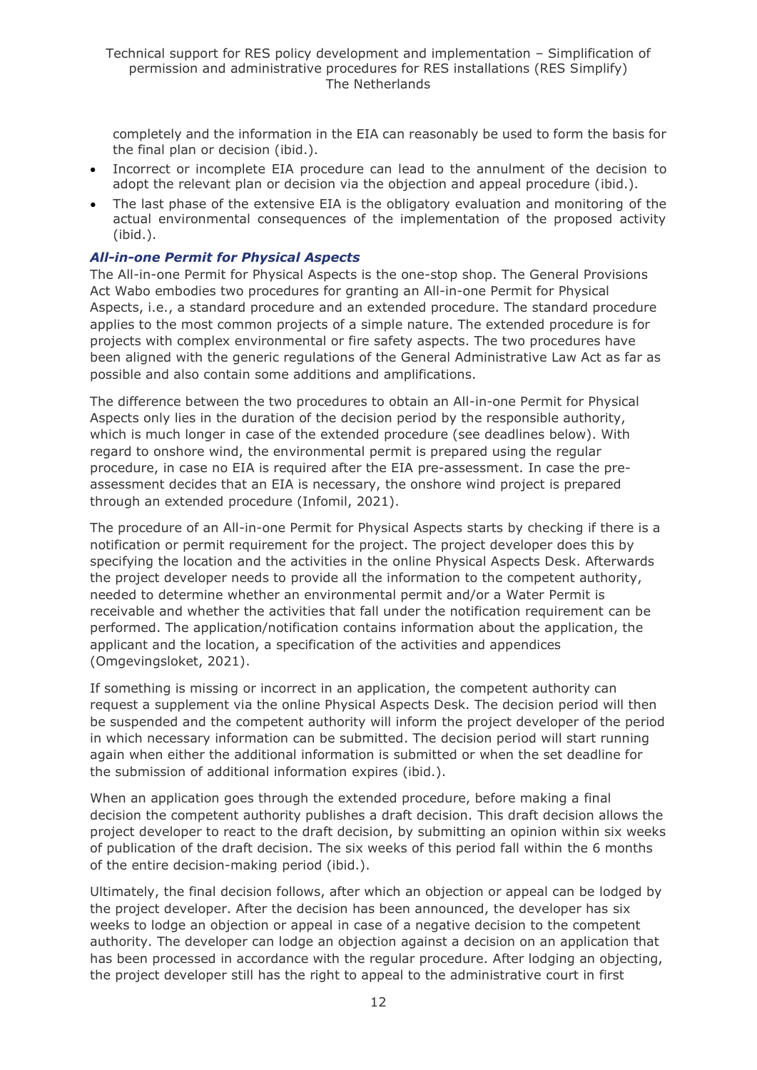completely and the information in the EIA can reasonably be used to form the basis for the final plan or decision (ibid.).

- Incorrect or incomplete EIA procedure can lead to the annulment of the decision to adopt the relevant plan or decision via the objection and appeal procedure (ibid.).
- The last phase of the extensive EIA is the obligatory evaluation and monitoring of the actual environmental consequences of the implementation of the proposed activity (ibid.).

### *All-in-one Permit for Physical Aspects*

The All-in-one Permit for Physical Aspects is the one-stop shop. The General Provisions Act Wabo embodies two procedures for granting an All-in-one Permit for Physical Aspects, i.e., a standard procedure and an extended procedure. The standard procedure applies to the most common projects of a simple nature. The extended procedure is for projects with complex environmental or fire safety aspects. The two procedures have been aligned with the generic regulations of the General Administrative Law Act as far as possible and also contain some additions and amplifications.

The difference between the two procedures to obtain an All-in-one Permit for Physical Aspects only lies in the duration of the decision period by the responsible authority, which is much longer in case of the extended procedure (see deadlines below). With regard to onshore wind, the environmental permit is prepared using the regular procedure, in case no EIA is required after the EIA pre-assessment. In case the pre-assessment decides that an EIA is necessary, the onshore wind project is prepared through an extended procedure (Infomil, 2021).

The procedure of an All-in-one Permit for Physical Aspects starts by checking if there is a notification or permit requirement for the project. The project developer does this by specifying the location and the activities in the online Physical Aspects Desk. Afterwards the project developer needs to provide all the information to the competent authority, needed to determine whether an environmental permit and/or a Water Permit is receivable and whether the activities that fall under the notification requirement can be performed. The application/notification contains information about the application, the applicant and the location, a specification of the activities and appendices (Omgevingsloket, 2021).

If something is missing or incorrect in an application, the competent authority can request a supplement via the online Physical Aspects Desk. The decision period will then be suspended and the competent authority will inform the project developer of the period in which necessary information can be submitted. The decision period will start running again when either the additional information is submitted or when the set deadline for the submission of additional information expires (ibid.).

When an application goes through the extended procedure, before making a final decision the competent authority publishes a draft decision. This draft decision allows the project developer to react to the draft decision, by submitting an opinion within six weeks of publication of the draft decision. The six weeks of this period fall within the 6 months of the entire decision-making period (ibid.).

Ultimately, the final decision follows, after which an objection or appeal can be lodged by the project developer. After the decision has been announced, the developer has six weeks to lodge an objection or appeal in case of a negative decision to the competent authority. The developer can lodge an objection against a decision on an application that has been processed in accordance with the regular procedure. After lodging an objecting, the project developer still has the right to appeal to the administrative court in first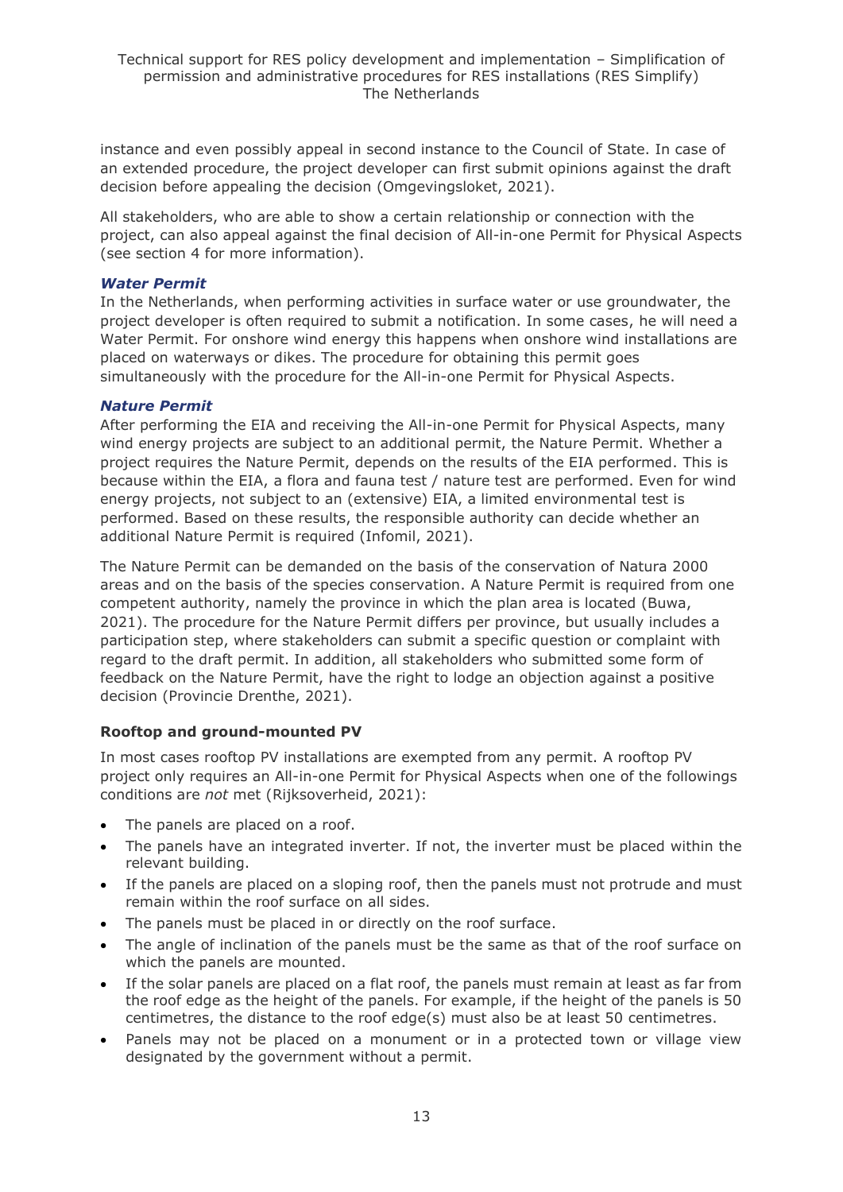instance and even possibly appeal in second instance to the Council of State. In case of an extended procedure, the project developer can first submit opinions against the draft decision before appealing the decision (Omgevingsloket, 2021).

All stakeholders, who are able to show a certain relationship or connection with the project, can also appeal against the final decision of All-in-one Permit for Physical Aspects (see section 4 for more information).

#### *Water Permit*

In the Netherlands, when performing activities in surface water or use groundwater, the project developer is often required to submit a notification. In some cases, he will need a Water Permit. For onshore wind energy this happens when onshore wind installations are placed on waterways or dikes. The procedure for obtaining this permit goes simultaneously with the procedure for the All-in-one Permit for Physical Aspects.

#### *Nature Permit*

After performing the EIA and receiving the All-in-one Permit for Physical Aspects, many wind energy projects are subject to an additional permit, the Nature Permit. Whether a project requires the Nature Permit, depends on the results of the EIA performed. This is because within the EIA, a flora and fauna test / nature test are performed. Even for wind energy projects, not subject to an (extensive) EIA, a limited environmental test is performed. Based on these results, the responsible authority can decide whether an additional Nature Permit is required (Infomil, 2021).

The Nature Permit can be demanded on the basis of the conservation of Natura 2000 areas and on the basis of the species conservation. A Nature Permit is required from one competent authority, namely the province in which the plan area is located (Buwa, 2021). The procedure for the Nature Permit differs per province, but usually includes a participation step, where stakeholders can submit a specific question or complaint with regard to the draft permit. In addition, all stakeholders who submitted some form of feedback on the Nature Permit, have the right to lodge an objection against a positive decision (Provincie Drenthe, 2021).

#### **Rooftop and ground-mounted PV**

In most cases rooftop PV installations are exempted from any permit. A rooftop PV project only requires an All-in-one Permit for Physical Aspects when one of the followings conditions are *not* met (Rijksoverheid, 2021):

- The panels are placed on a roof.
- The panels have an integrated inverter. If not, the inverter must be placed within the relevant building.
- If the panels are placed on a sloping roof, then the panels must not protrude and must remain within the roof surface on all sides.
- The panels must be placed in or directly on the roof surface.
- The angle of inclination of the panels must be the same as that of the roof surface on which the panels are mounted.
- If the solar panels are placed on a flat roof, the panels must remain at least as far from the roof edge as the height of the panels. For example, if the height of the panels is 50 centimetres, the distance to the roof edge(s) must also be at least 50 centimetres.
- Panels may not be placed on a monument or in a protected town or village view designated by the government without a permit.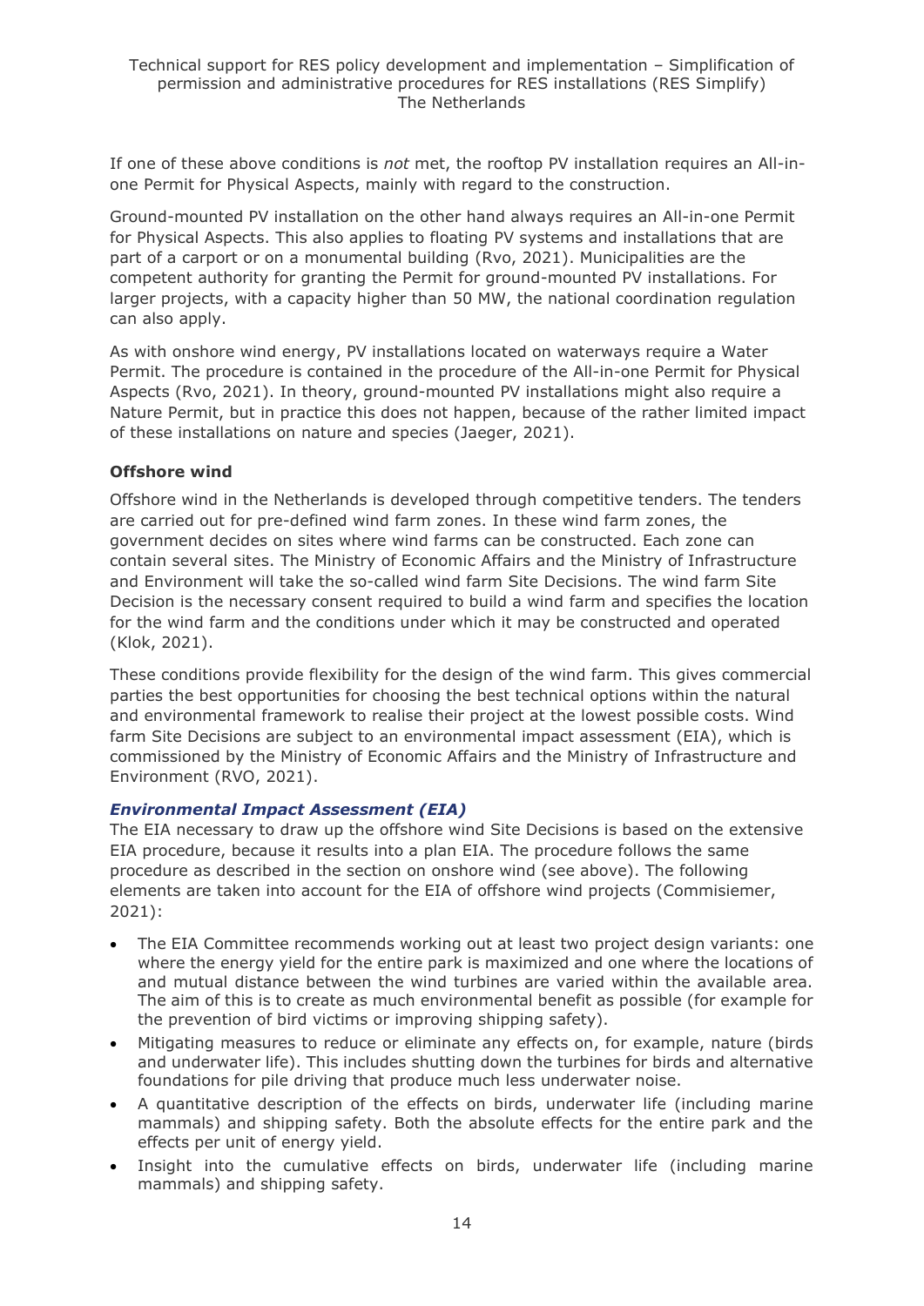If one of these above conditions is *not* met, the rooftop PV installation requires an All-in-one Permit for Physical Aspects, mainly with regard to the construction.

Ground-mounted PV installation on the other hand always requires an All-in-one Permit for Physical Aspects. This also applies to floating PV systems and installations that are part of a carport or on a monumental building (Rvo, 2021). Municipalities are the competent authority for granting the Permit for ground-mounted PV installations. For larger projects, with a capacity higher than 50 MW, the national coordination regulation can also apply.

As with onshore wind energy, PV installations located on waterways require a Water Permit. The procedure is contained in the procedure of the All-in-one Permit for Physical Aspects (Rvo, 2021). In theory, ground-mounted PV installations might also require a Nature Permit, but in practice this does not happen, because of the rather limited impact of these installations on nature and species (Jaeger, 2021).

**Offshore wind**

Offshore wind in the Netherlands is developed through competitive tenders. The tenders are carried out for pre-defined wind farm zones. In these wind farm zones, the government decides on sites where wind farms can be constructed. Each zone can contain several sites. The Ministry of Economic Affairs and the Ministry of Infrastructure and Environment will take the so-called wind farm Site Decisions. The wind farm Site Decision is the necessary consent required to build a wind farm and specifies the location for the wind farm and the conditions under which it may be constructed and operated (Klok, 2021).

These conditions provide flexibility for the design of the wind farm. This gives commercial parties the best opportunities for choosing the best technical options within the natural and environmental framework to realise their project at the lowest possible costs. Wind farm Site Decisions are subject to an environmental impact assessment (EIA), which is commissioned by the Ministry of Economic Affairs and the Ministry of Infrastructure and Environment (RVO, 2021).

***Environmental Impact Assessment (EIA)***

The EIA necessary to draw up the offshore wind Site Decisions is based on the extensive EIA procedure, because it results into a plan EIA. The procedure follows the same procedure as described in the section on onshore wind (see above). The following elements are taken into account for the EIA of offshore wind projects (Commisiemer, 2021):

- The EIA Committee recommends working out at least two project design variants: one where the energy yield for the entire park is maximized and one where the locations of and mutual distance between the wind turbines are varied within the available area. The aim of this is to create as much environmental benefit as possible (for example for the prevention of bird victims or improving shipping safety).
- Mitigating measures to reduce or eliminate any effects on, for example, nature (birds and underwater life). This includes shutting down the turbines for birds and alternative foundations for pile driving that produce much less underwater noise.
- A quantitative description of the effects on birds, underwater life (including marine mammals) and shipping safety. Both the absolute effects for the entire park and the effects per unit of energy yield.
- Insight into the cumulative effects on birds, underwater life (including marine mammals) and shipping safety.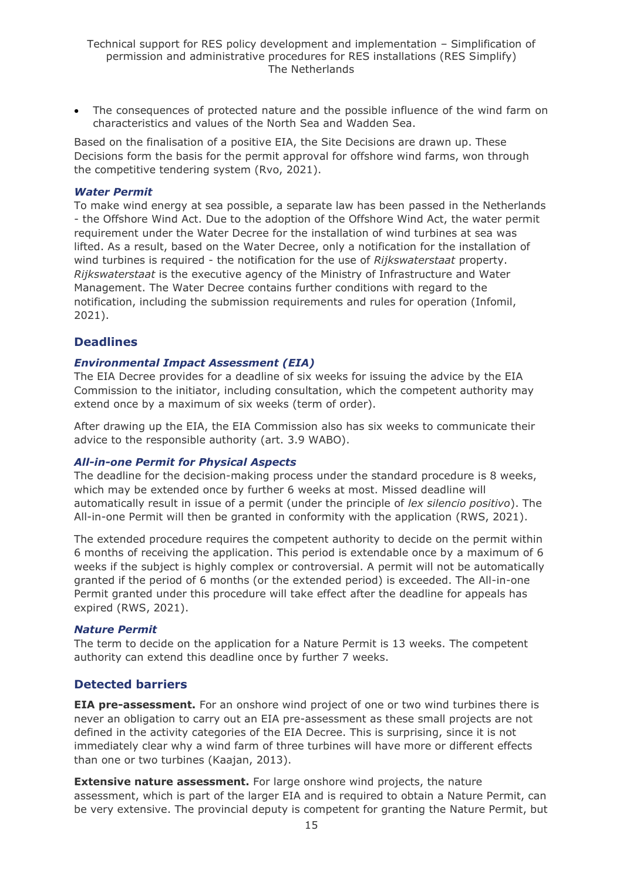- The consequences of protected nature and the possible influence of the wind farm on characteristics and values of the North Sea and Wadden Sea.

Based on the finalisation of a positive EIA, the Site Decisions are drawn up. These Decisions form the basis for the permit approval for offshore wind farms, won through the competitive tendering system (Rvo, 2021).

### *Water Permit*

To make wind energy at sea possible, a separate law has been passed in the Netherlands - the Offshore Wind Act. Due to the adoption of the Offshore Wind Act, the water permit requirement under the Water Decree for the installation of wind turbines at sea was lifted. As a result, based on the Water Decree, only a notification for the installation of wind turbines is required - the notification for the use of *Rijkswaterstaat* property. *Rijkswaterstaat* is the executive agency of the Ministry of Infrastructure and Water Management. The Water Decree contains further conditions with regard to the notification, including the submission requirements and rules for operation (Infomil, 2021).

## Deadlines

### *Environmental Impact Assessment (EIA)*

The EIA Decree provides for a deadline of six weeks for issuing the advice by the EIA Commission to the initiator, including consultation, which the competent authority may extend once by a maximum of six weeks (term of order).

After drawing up the EIA, the EIA Commission also has six weeks to communicate their advice to the responsible authority (art. 3.9 WABO).

### *All-in-one Permit for Physical Aspects*

The deadline for the decision-making process under the standard procedure is 8 weeks, which may be extended once by further 6 weeks at most. Missed deadline will automatically result in issue of a permit (under the principle of *lex silencio positivo*). The All-in-one Permit will then be granted in conformity with the application (RWS, 2021).

The extended procedure requires the competent authority to decide on the permit within 6 months of receiving the application. This period is extendable once by a maximum of 6 weeks if the subject is highly complex or controversial. A permit will not be automatically granted if the period of 6 months (or the extended period) is exceeded. The All-in-one Permit granted under this procedure will take effect after the deadline for appeals has expired (RWS, 2021).

### *Nature Permit*

The term to decide on the application for a Nature Permit is 13 weeks. The competent authority can extend this deadline once by further 7 weeks.

## Detected barriers

**EIA pre-assessment.** For an onshore wind project of one or two wind turbines there is never an obligation to carry out an EIA pre-assessment as these small projects are not defined in the activity categories of the EIA Decree. This is surprising, since it is not immediately clear why a wind farm of three turbines will have more or different effects than one or two turbines (Kaajan, 2013).

**Extensive nature assessment.** For large onshore wind projects, the nature assessment, which is part of the larger EIA and is required to obtain a Nature Permit, can be very extensive. The provincial deputy is competent for granting the Nature Permit, but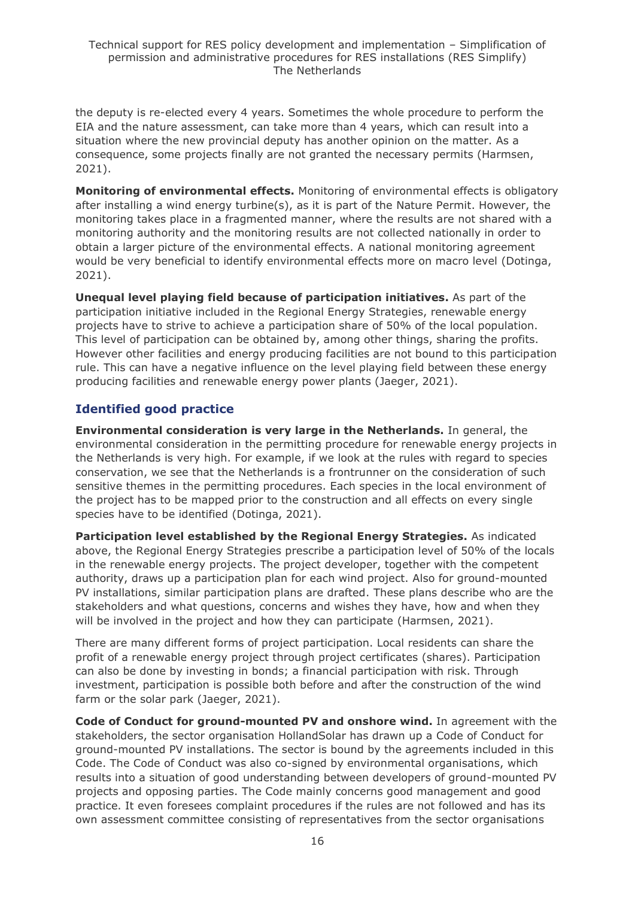the deputy is re-elected every 4 years. Sometimes the whole procedure to perform the EIA and the nature assessment, can take more than 4 years, which can result into a situation where the new provincial deputy has another opinion on the matter. As a consequence, some projects finally are not granted the necessary permits (Harmsen, 2021).

**Monitoring of environmental effects.** Monitoring of environmental effects is obligatory after installing a wind energy turbine(s), as it is part of the Nature Permit. However, the monitoring takes place in a fragmented manner, where the results are not shared with a monitoring authority and the monitoring results are not collected nationally in order to obtain a larger picture of the environmental effects. A national monitoring agreement would be very beneficial to identify environmental effects more on macro level (Dotinga, 2021).

**Unequal level playing field because of participation initiatives.** As part of the participation initiative included in the Regional Energy Strategies, renewable energy projects have to strive to achieve a participation share of 50% of the local population. This level of participation can be obtained by, among other things, sharing the profits. However other facilities and energy producing facilities are not bound to this participation rule. This can have a negative influence on the level playing field between these energy producing facilities and renewable energy power plants (Jaeger, 2021).

## Identified good practice

**Environmental consideration is very large in the Netherlands.** In general, the environmental consideration in the permitting procedure for renewable energy projects in the Netherlands is very high. For example, if we look at the rules with regard to species conservation, we see that the Netherlands is a frontrunner on the consideration of such sensitive themes in the permitting procedures. Each species in the local environment of the project has to be mapped prior to the construction and all effects on every single species have to be identified (Dotinga, 2021).

**Participation level established by the Regional Energy Strategies.** As indicated above, the Regional Energy Strategies prescribe a participation level of 50% of the locals in the renewable energy projects. The project developer, together with the competent authority, draws up a participation plan for each wind project. Also for ground-mounted PV installations, similar participation plans are drafted. These plans describe who are the stakeholders and what questions, concerns and wishes they have, how and when they will be involved in the project and how they can participate (Harmsen, 2021).

There are many different forms of project participation. Local residents can share the profit of a renewable energy project through project certificates (shares). Participation can also be done by investing in bonds; a financial participation with risk. Through investment, participation is possible both before and after the construction of the wind farm or the solar park (Jaeger, 2021).

**Code of Conduct for ground-mounted PV and onshore wind.** In agreement with the stakeholders, the sector organisation HollandSolar has drawn up a Code of Conduct for ground-mounted PV installations. The sector is bound by the agreements included in this Code. The Code of Conduct was also co-signed by environmental organisations, which results into a situation of good understanding between developers of ground-mounted PV projects and opposing parties. The Code mainly concerns good management and good practice. It even foresees complaint procedures if the rules are not followed and has its own assessment committee consisting of representatives from the sector organisations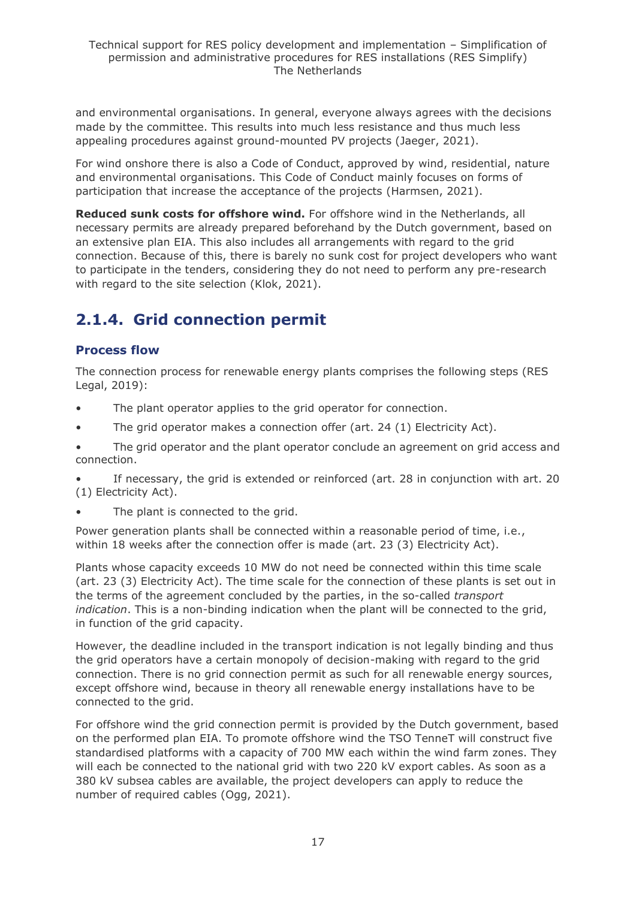and environmental organisations. In general, everyone always agrees with the decisions made by the committee. This results into much less resistance and thus much less appealing procedures against ground-mounted PV projects (Jaeger, 2021).

For wind onshore there is also a Code of Conduct, approved by wind, residential, nature and environmental organisations. This Code of Conduct mainly focuses on forms of participation that increase the acceptance of the projects (Harmsen, 2021).

**Reduced sunk costs for offshore wind.** For offshore wind in the Netherlands, all necessary permits are already prepared beforehand by the Dutch government, based on an extensive plan EIA. This also includes all arrangements with regard to the grid connection. Because of this, there is barely no sunk cost for project developers who want to participate in the tenders, considering they do not need to perform any pre-research with regard to the site selection (Klok, 2021).

## 2.1.4. Grid connection permit

### Process flow

The connection process for renewable energy plants comprises the following steps (RES Legal, 2019):

- The plant operator applies to the grid operator for connection.
- The grid operator makes a connection offer (art. 24 (1) Electricity Act).
- The grid operator and the plant operator conclude an agreement on grid access and connection.
- If necessary, the grid is extended or reinforced (art. 28 in conjunction with art. 20 (1) Electricity Act).
- The plant is connected to the grid.

Power generation plants shall be connected within a reasonable period of time, i.e., within 18 weeks after the connection offer is made (art. 23 (3) Electricity Act).

Plants whose capacity exceeds 10 MW do not need be connected within this time scale (art. 23 (3) Electricity Act). The time scale for the connection of these plants is set out in the terms of the agreement concluded by the parties, in the so-called *transport indication*. This is a non-binding indication when the plant will be connected to the grid, in function of the grid capacity.

However, the deadline included in the transport indication is not legally binding and thus the grid operators have a certain monopoly of decision-making with regard to the grid connection. There is no grid connection permit as such for all renewable energy sources, except offshore wind, because in theory all renewable energy installations have to be connected to the grid.

For offshore wind the grid connection permit is provided by the Dutch government, based on the performed plan EIA. To promote offshore wind the TSO TenneT will construct five standardised platforms with a capacity of 700 MW each within the wind farm zones. They will each be connected to the national grid with two 220 kV export cables. As soon as a 380 kV subsea cables are available, the project developers can apply to reduce the number of required cables (Ogg, 2021).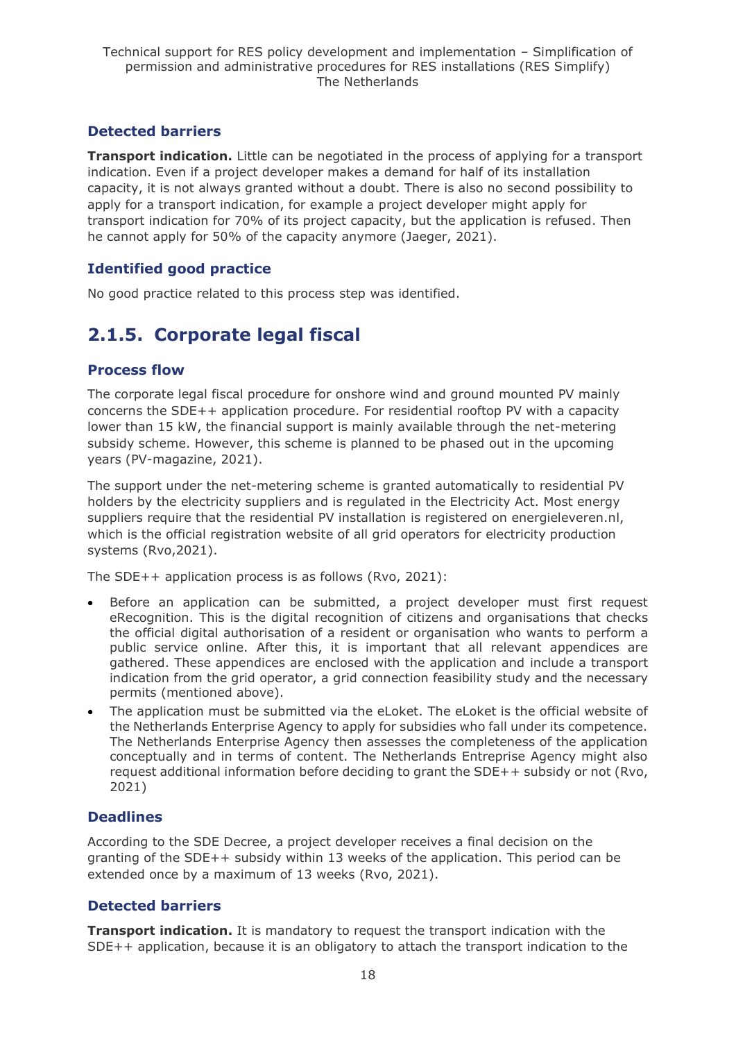### Detected barriers

**Transport indication.** Little can be negotiated in the process of applying for a transport indication. Even if a project developer makes a demand for half of its installation capacity, it is not always granted without a doubt. There is also no second possibility to apply for a transport indication, for example a project developer might apply for transport indication for 70% of its project capacity, but the application is refused. Then he cannot apply for 50% of the capacity anymore (Jaeger, 2021).

### Identified good practice

No good practice related to this process step was identified.

## 2.1.5. Corporate legal fiscal

### Process flow

The corporate legal fiscal procedure for onshore wind and ground mounted PV mainly concerns the SDE++ application procedure. For residential rooftop PV with a capacity lower than 15 kW, the financial support is mainly available through the net-metering subsidy scheme. However, this scheme is planned to be phased out in the upcoming years (PV-magazine, 2021).

The support under the net-metering scheme is granted automatically to residential PV holders by the electricity suppliers and is regulated in the Electricity Act. Most energy suppliers require that the residential PV installation is registered on energieleveren.nl, which is the official registration website of all grid operators for electricity production systems (Rvo,2021).

The SDE++ application process is as follows (Rvo, 2021):

- Before an application can be submitted, a project developer must first request eRecognition. This is the digital recognition of citizens and organisations that checks the official digital authorisation of a resident or organisation who wants to perform a public service online. After this, it is important that all relevant appendices are gathered. These appendices are enclosed with the application and include a transport indication from the grid operator, a grid connection feasibility study and the necessary permits (mentioned above).
- The application must be submitted via the eLoket. The eLoket is the official website of the Netherlands Enterprise Agency to apply for subsidies who fall under its competence. The Netherlands Enterprise Agency then assesses the completeness of the application conceptually and in terms of content. The Netherlands Entreprise Agency might also request additional information before deciding to grant the SDE++ subsidy or not (Rvo, 2021)

### Deadlines

According to the SDE Decree, a project developer receives a final decision on the granting of the SDE++ subsidy within 13 weeks of the application. This period can be extended once by a maximum of 13 weeks (Rvo, 2021).

### Detected barriers

**Transport indication.** It is mandatory to request the transport indication with the SDE++ application, because it is an obligatory to attach the transport indication to the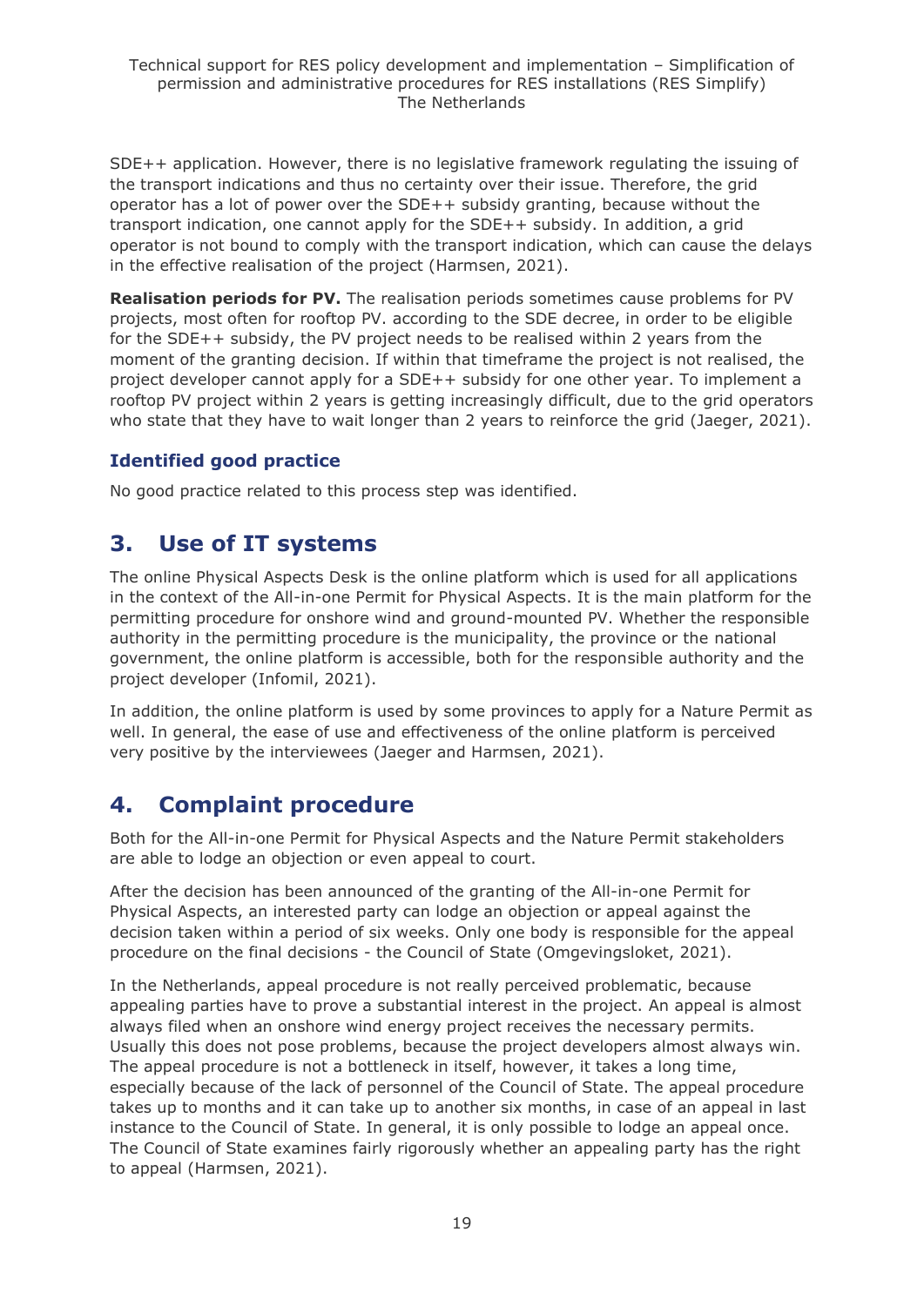SDE++ application. However, there is no legislative framework regulating the issuing of the transport indications and thus no certainty over their issue. Therefore, the grid operator has a lot of power over the SDE++ subsidy granting, because without the transport indication, one cannot apply for the SDE++ subsidy. In addition, a grid operator is not bound to comply with the transport indication, which can cause the delays in the effective realisation of the project (Harmsen, 2021).

**Realisation periods for PV.** The realisation periods sometimes cause problems for PV projects, most often for rooftop PV. according to the SDE decree, in order to be eligible for the SDE++ subsidy, the PV project needs to be realised within 2 years from the moment of the granting decision. If within that timeframe the project is not realised, the project developer cannot apply for a SDE++ subsidy for one other year. To implement a rooftop PV project within 2 years is getting increasingly difficult, due to the grid operators who state that they have to wait longer than 2 years to reinforce the grid (Jaeger, 2021).

### Identified good practice

No good practice related to this process step was identified.

## 3. Use of IT systems

The online Physical Aspects Desk is the online platform which is used for all applications in the context of the All-in-one Permit for Physical Aspects. It is the main platform for the permitting procedure for onshore wind and ground-mounted PV. Whether the responsible authority in the permitting procedure is the municipality, the province or the national government, the online platform is accessible, both for the responsible authority and the project developer (Infomil, 2021).

In addition, the online platform is used by some provinces to apply for a Nature Permit as well. In general, the ease of use and effectiveness of the online platform is perceived very positive by the interviewees (Jaeger and Harmsen, 2021).

## 4. Complaint procedure

Both for the All-in-one Permit for Physical Aspects and the Nature Permit stakeholders are able to lodge an objection or even appeal to court.

After the decision has been announced of the granting of the All-in-one Permit for Physical Aspects, an interested party can lodge an objection or appeal against the decision taken within a period of six weeks. Only one body is responsible for the appeal procedure on the final decisions - the Council of State (Omgevingsloket, 2021).

In the Netherlands, appeal procedure is not really perceived problematic, because appealing parties have to prove a substantial interest in the project. An appeal is almost always filed when an onshore wind energy project receives the necessary permits. Usually this does not pose problems, because the project developers almost always win. The appeal procedure is not a bottleneck in itself, however, it takes a long time, especially because of the lack of personnel of the Council of State. The appeal procedure takes up to months and it can take up to another six months, in case of an appeal in last instance to the Council of State. In general, it is only possible to lodge an appeal once. The Council of State examines fairly rigorously whether an appealing party has the right to appeal (Harmsen, 2021).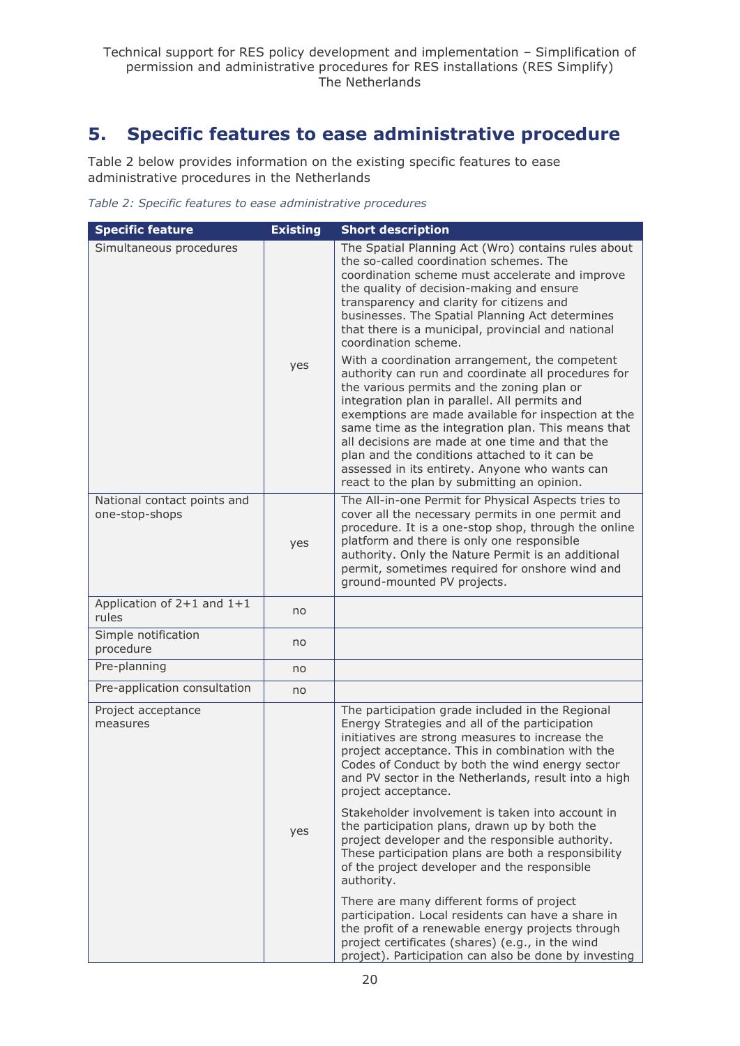# 5. Specific features to ease administrative procedure

Table 2 below provides information on the existing specific features to ease administrative procedures in the Netherlands

*Table 2: Specific features to ease administrative procedures*

| Specific feature | Existing | Short description |
|---|---|---|
| Simultaneous procedures | yes | The Spatial Planning Act (Wro) contains rules about the so-called coordination schemes. The coordination scheme must accelerate and improve the quality of decision-making and ensure transparency and clarity for citizens and businesses. The Spatial Planning Act determines that there is a municipal, provincial and national coordination scheme.<br><br>With a coordination arrangement, the competent authority can run and coordinate all procedures for the various permits and the zoning plan or integration plan in parallel. All permits and exemptions are made available for inspection at the same time as the integration plan. This means that all decisions are made at one time and that the plan and the conditions attached to it can be assessed in its entirety. Anyone who wants can react to the plan by submitting an opinion. |
| National contact points and one-stop-shops | yes | The All-in-one Permit for Physical Aspects tries to cover all the necessary permits in one permit and procedure. It is a one-stop shop, through the online platform and there is only one responsible authority. Only the Nature Permit is an additional permit, sometimes required for onshore wind and ground-mounted PV projects. |
| Application of 2+1 and 1+1 rules | no | |
| Simple notification procedure | no | |
| Pre-planning | no | |
| Pre-application consultation | no | |
| Project acceptance measures | yes | The participation grade included in the Regional Energy Strategies and all of the participation initiatives are strong measures to increase the project acceptance. This in combination with the Codes of Conduct by both the wind energy sector and PV sector in the Netherlands, result into a high project acceptance.<br><br>Stakeholder involvement is taken into account in the participation plans, drawn up by both the project developer and the responsible authority. These participation plans are both a responsibility of the project developer and the responsible authority.<br><br>There are many different forms of project participation. Local residents can have a share in the profit of a renewable energy projects through project certificates (shares) (e.g., in the wind project). Participation can also be done by investing |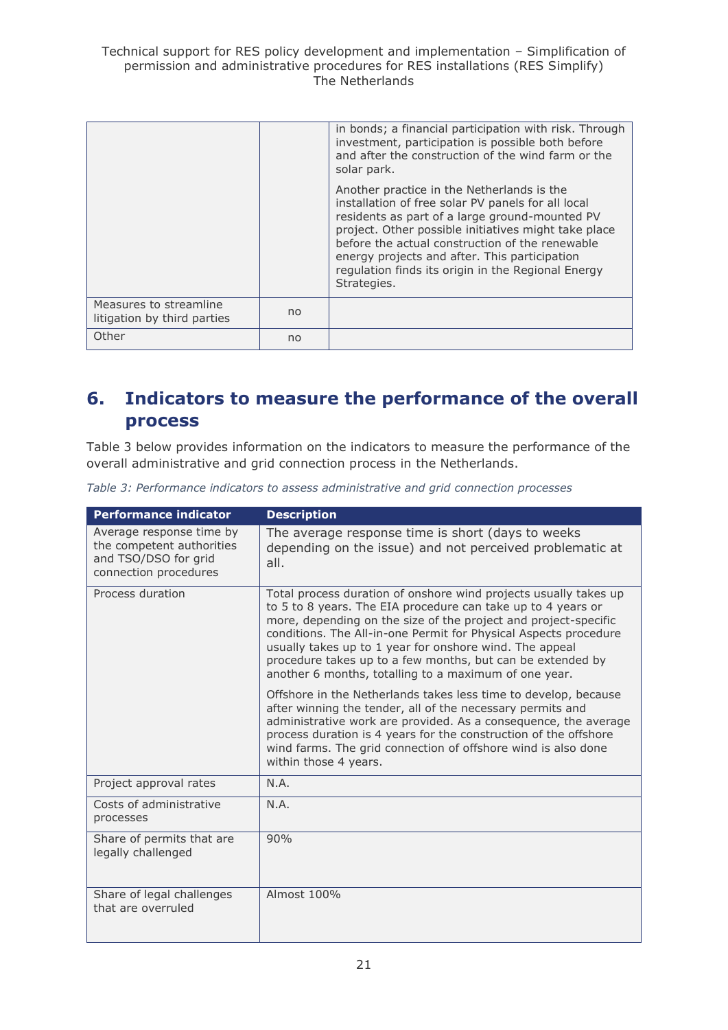| | | in bonds; a financial participation with risk. Through investment, participation is possible both before and after the construction of the wind farm or the solar park.<br><br>Another practice in the Netherlands is the installation of free solar PV panels for all local residents as part of a large ground-mounted PV project. Other possible initiatives might take place before the actual construction of the renewable energy projects and after. This participation regulation finds its origin in the Regional Energy Strategies. |
|---|---|---|
| Measures to streamline litigation by third parties | no | |
| Other | no | |

## 6. Indicators to measure the performance of the overall process

Table 3 below provides information on the indicators to measure the performance of the overall administrative and grid connection process in the Netherlands.

*Table 3: Performance indicators to assess administrative and grid connection processes*

| Performance indicator | Description |
|---|---|
| Average response time by the competent authorities and TSO/DSO for grid connection procedures | The average response time is short (days to weeks depending on the issue) and not perceived problematic at all. |
| Process duration | Total process duration of onshore wind projects usually takes up to 5 to 8 years. The EIA procedure can take up to 4 years or more, depending on the size of the project and project-specific conditions. The All-in-one Permit for Physical Aspects procedure usually takes up to 1 year for onshore wind. The appeal procedure takes up to a few months, but can be extended by another 6 months, totalling to a maximum of one year.<br><br>Offshore in the Netherlands takes less time to develop, because after winning the tender, all of the necessary permits and administrative work are provided. As a consequence, the average process duration is 4 years for the construction of the offshore wind farms. The grid connection of offshore wind is also done within those 4 years. |
| Project approval rates | N.A. |
| Costs of administrative processes | N.A. |
| Share of permits that are legally challenged | 90% |
| Share of legal challenges that are overruled | Almost 100% |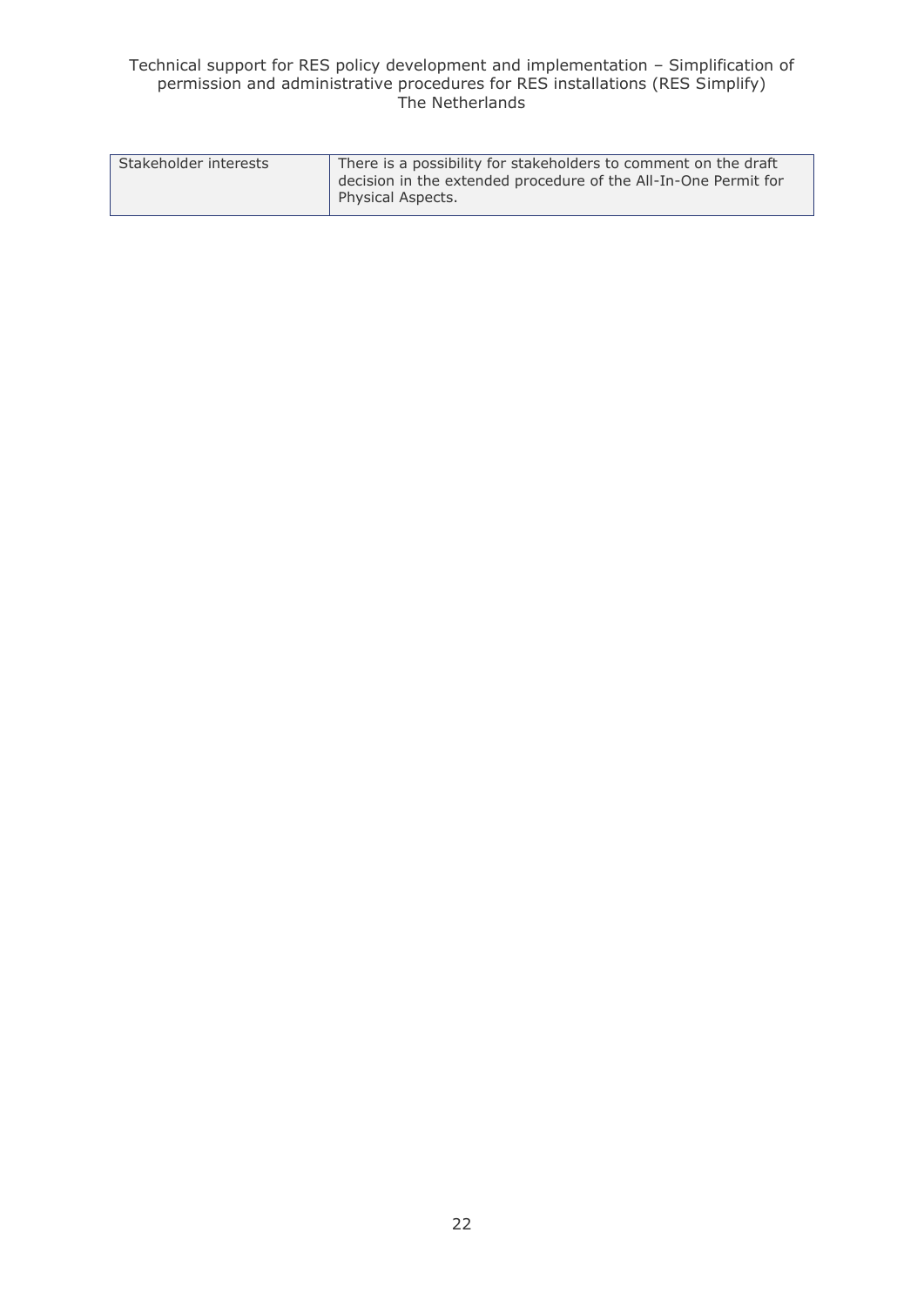| | |
|---|---|
| Stakeholder interests | There is a possibility for stakeholders to comment on the draft decision in the extended procedure of the All-In-One Permit for Physical Aspects. |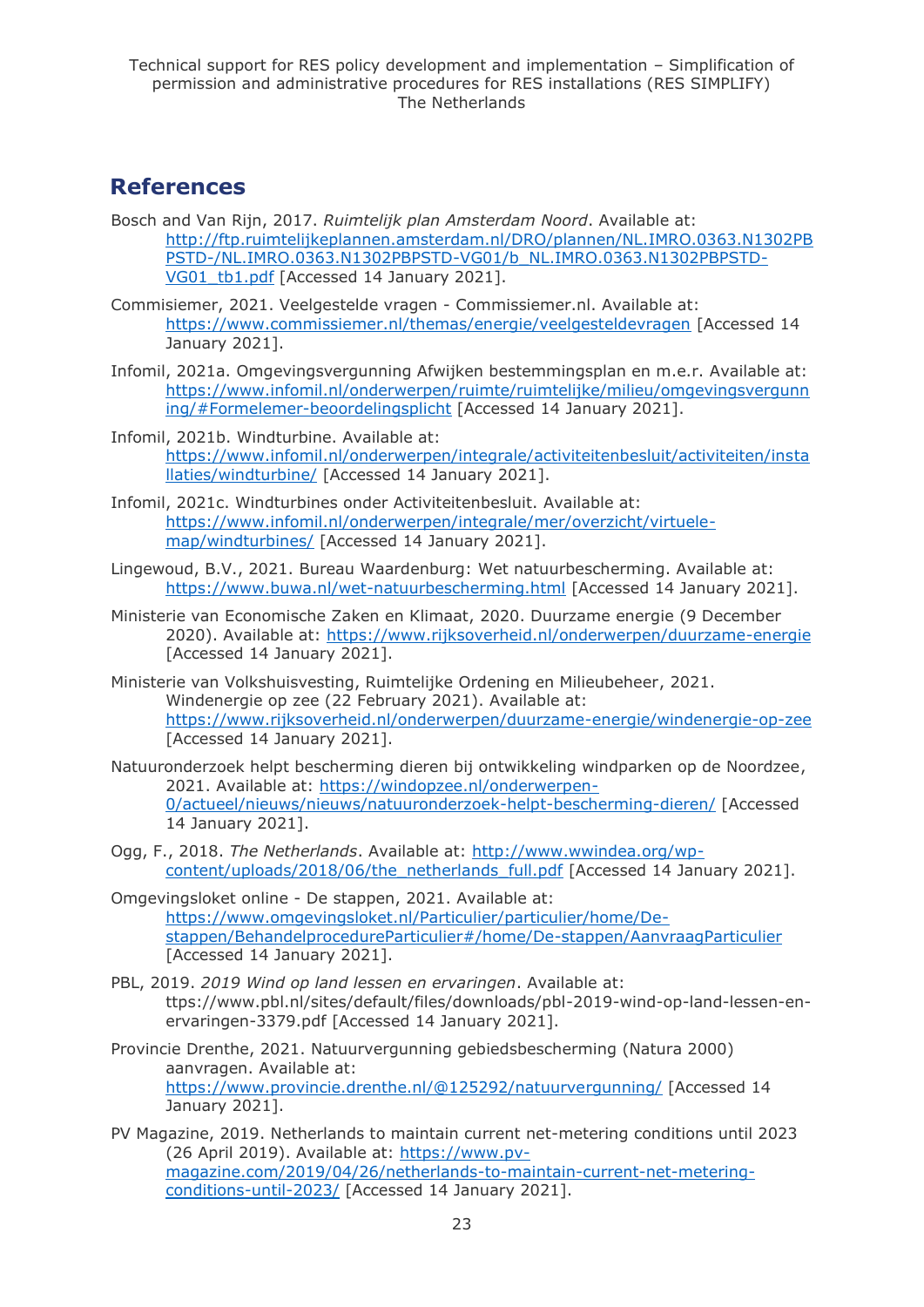## References

Bosch and Van Rijn, 2017. *Ruimtelijk plan Amsterdam Noord*. Available at: http://ftp.ruimtelijkeplannen.amsterdam.nl/DRO/plannen/NL.IMRO.0363.N1302PBPSTD-/NL.IMRO.0363.N1302PBPSTD-VG01/b_NL.IMRO.0363.N1302PBPSTD-VG01_tb1.pdf [Accessed 14 January 2021].

Commisiemer, 2021. Veelgestelde vragen - Commissiemer.nl. Available at: https://www.commissiemer.nl/themas/energie/veelgesteldevragen [Accessed 14 January 2021].

Infomil, 2021a. Omgevingsvergunning Afwijken bestemmingsplan en m.e.r. Available at: https://www.infomil.nl/onderwerpen/ruimte/ruimtelijke/milieu/omgevingsvergunning/#Formelemer-beoordelingsplicht [Accessed 14 January 2021].

Infomil, 2021b. Windturbine. Available at: https://www.infomil.nl/onderwerpen/integrale/activiteitenbesluit/activiteiten/installaties/windturbine/ [Accessed 14 January 2021].

Infomil, 2021c. Windturbines onder Activiteitenbesluit. Available at: https://www.infomil.nl/onderwerpen/integrale/mer/overzicht/virtuele-map/windturbines/ [Accessed 14 January 2021].

Lingewoud, B.V., 2021. Bureau Waardenburg: Wet natuurbescherming. Available at: https://www.buwa.nl/wet-natuurbescherming.html [Accessed 14 January 2021].

Ministerie van Economische Zaken en Klimaat, 2020. Duurzame energie (9 December 2020). Available at: https://www.rijksoverheid.nl/onderwerpen/duurzame-energie [Accessed 14 January 2021].

Ministerie van Volkshuisvesting, Ruimtelijke Ordening en Milieubeheer, 2021. Windenergie op zee (22 February 2021). Available at: https://www.rijksoverheid.nl/onderwerpen/duurzame-energie/windenergie-op-zee [Accessed 14 January 2021].

Natuuronderzoek helpt bescherming dieren bij ontwikkeling windparken op de Noordzee, 2021. Available at: https://windopzee.nl/onderwerpen-0/actueel/nieuws/nieuws/natuuronderzoek-helpt-bescherming-dieren/ [Accessed 14 January 2021].

Ogg, F., 2018. *The Netherlands*. Available at: http://www.wwindea.org/wp-content/uploads/2018/06/the_netherlands_full.pdf [Accessed 14 January 2021].

Omgevingsloket online - De stappen, 2021. Available at: https://www.omgevingsloket.nl/Particulier/particulier/home/De-stappen/BehandelprocedureParticulier#/home/De-stappen/AanvraagParticulier [Accessed 14 January 2021].

PBL, 2019. *2019 Wind op land lessen en ervaringen*. Available at: ttps://www.pbl.nl/sites/default/files/downloads/pbl-2019-wind-op-land-lessen-en-ervaringen-3379.pdf [Accessed 14 January 2021].

Provincie Drenthe, 2021. Natuurvergunning gebiedsbescherming (Natura 2000) aanvragen. Available at: https://www.provincie.drenthe.nl/@125292/natuurvergunning/ [Accessed 14 January 2021].

PV Magazine, 2019. Netherlands to maintain current net-metering conditions until 2023 (26 April 2019). Available at: https://www.pv-magazine.com/2019/04/26/netherlands-to-maintain-current-net-metering-conditions-until-2023/ [Accessed 14 January 2021].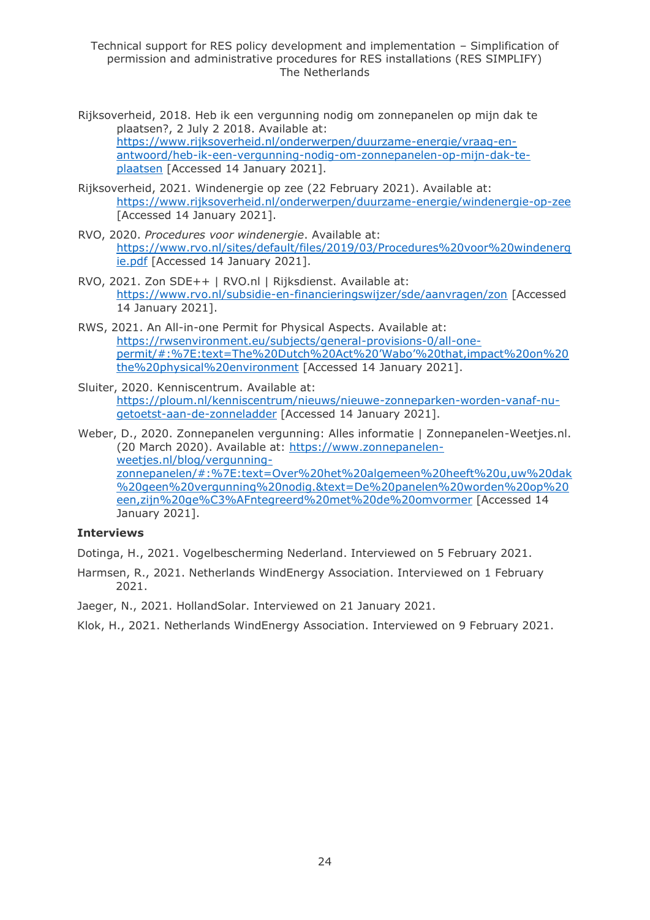Rijksoverheid, 2018. Heb ik een vergunning nodig om zonnepanelen op mijn dak te plaatsen?, 2 July 2 2018. Available at: https://www.rijksoverheid.nl/onderwerpen/duurzame-energie/vraag-en-antwoord/heb-ik-een-vergunning-nodig-om-zonnepanelen-op-mijn-dak-te-plaatsen [Accessed 14 January 2021].

Rijksoverheid, 2021. Windenergie op zee (22 February 2021). Available at: https://www.rijksoverheid.nl/onderwerpen/duurzame-energie/windenergie-op-zee [Accessed 14 January 2021].

RVO, 2020. *Procedures voor windenergie*. Available at: https://www.rvo.nl/sites/default/files/2019/03/Procedures%20voor%20windenergie.pdf [Accessed 14 January 2021].

RVO, 2021. Zon SDE++ | RVO.nl | Rijksdienst. Available at: https://www.rvo.nl/subsidie-en-financieringswijzer/sde/aanvragen/zon [Accessed 14 January 2021].

RWS, 2021. An All-in-one Permit for Physical Aspects. Available at: https://rwsenvironment.eu/subjects/general-provisions-0/all-one-permit/#:%7E:text=The%20Dutch%20Act%20'Wabo'%20that,impact%20on%20the%20physical%20environment [Accessed 14 January 2021].

Sluiter, 2020. Kenniscentrum. Available at: https://ploum.nl/kenniscentrum/nieuws/nieuwe-zonneparken-worden-vanaf-nu-getoetst-aan-de-zonneladder [Accessed 14 January 2021].

Weber, D., 2020. Zonnepanelen vergunning: Alles informatie | Zonnepanelen-Weetjes.nl. (20 March 2020). Available at: https://www.zonnepanelen-weetjes.nl/blog/vergunning-zonnepanelen/#:%7E:text=Over%20het%20algemeen%20heeft%20u,uw%20dak%20geen%20vergunning%20nodig.&text=De%20panelen%20worden%20op%20een,zijn%20ge%C3%AFntegreerd%20met%20de%20omvormer [Accessed 14 January 2021].

### Interviews

Dotinga, H., 2021. Vogelbescherming Nederland. Interviewed on 5 February 2021.

Harmsen, R., 2021. Netherlands WindEnergy Association. Interviewed on 1 February 2021.

Jaeger, N., 2021. HollandSolar. Interviewed on 21 January 2021.

Klok, H., 2021. Netherlands WindEnergy Association. Interviewed on 9 February 2021.